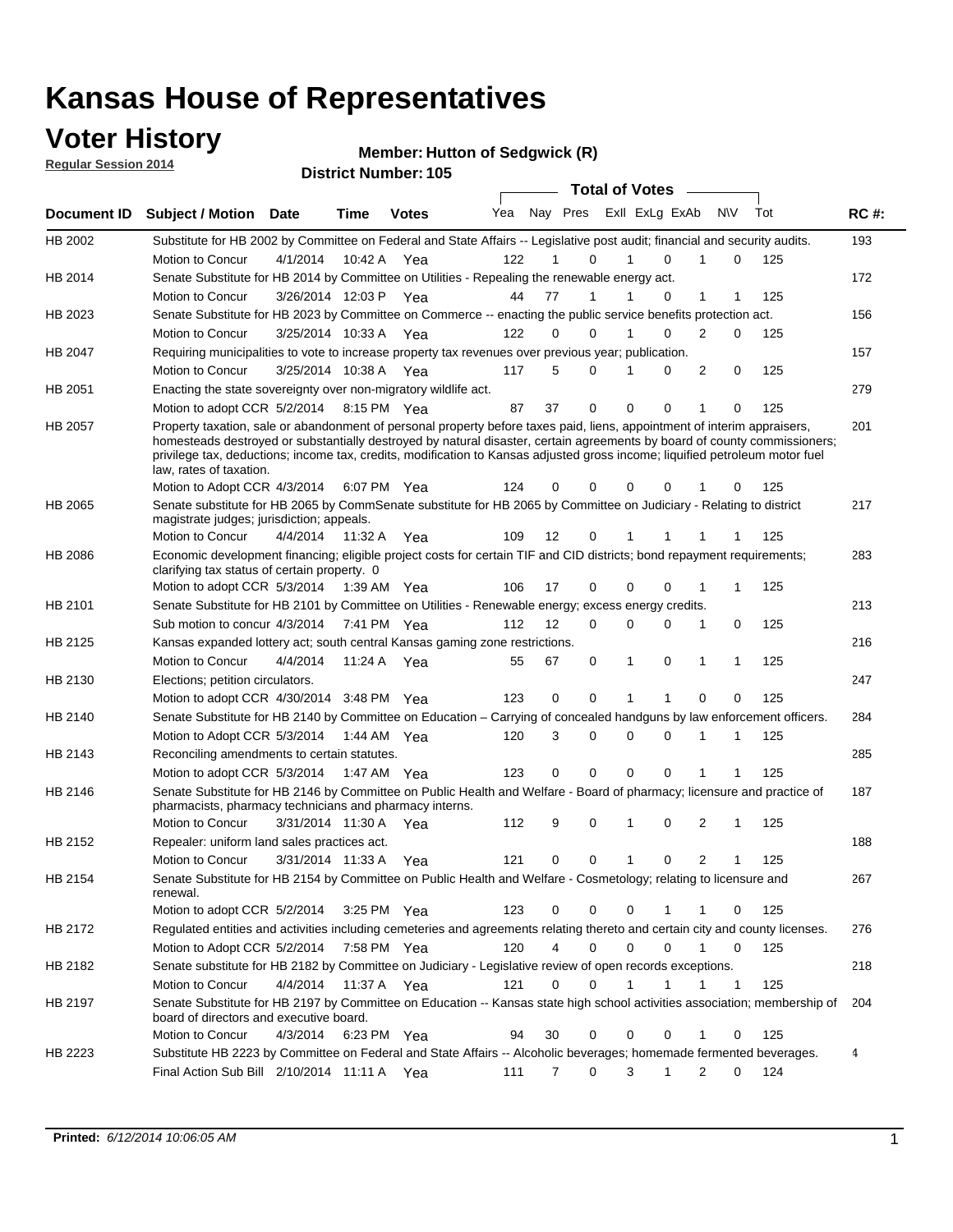# Kansas House of Representatives

## Voter History

**Regular Session 2014**

**Member: Hutton of Sedgwick (R)**

**District Number: 105**

| Document ID | Subject / Motion | Date | Time | Votes | Yea | Nay | Pres | ExII | ExLg | ExAb | N\V | Tot | RC #: |
|---|---|---|---|---|---|---|---|---|---|---|---|---|---|
| HB 2002 | Substitute for HB 2002 by Committee on Federal and State Affairs -- Legislative post audit; financial and security audits. | | | | | | | | | | | | 193 |
| | Motion to Concur | 4/1/2014 | 10:42 A | Yea | 122 | 1 | 0 | 1 | 0 | 1 | 0 | 125 | |
| HB 2014 | Senate Substitute for HB 2014 by Committee on Utilities - Repealing the renewable energy act. | | | | | | | | | | | | 172 |
| | Motion to Concur | 3/26/2014 | 12:03 P | Yea | 44 | 77 | 1 | 1 | 0 | 1 | 1 | 125 | |
| HB 2023 | Senate Substitute for HB 2023 by Committee on Commerce -- enacting the public service benefits protection act. | | | | | | | | | | | | 156 |
| | Motion to Concur | 3/25/2014 | 10:33 A | Yea | 122 | 0 | 0 | 1 | 0 | 2 | 0 | 125 | |
| HB 2047 | Requiring municipalities to vote to increase property tax revenues over previous year; publication. | | | | | | | | | | | | 157 |
| | Motion to Concur | 3/25/2014 | 10:38 A | Yea | 117 | 5 | 0 | 1 | 0 | 2 | 0 | 125 | |
| HB 2051 | Enacting the state sovereignty over non-migratory wildlife act. | | | | | | | | | | | | 279 |
| | Motion to adopt CCR | 5/2/2014 | 8:15 PM | Yea | 87 | 37 | 0 | 0 | 0 | 1 | 0 | 125 | |
| HB 2057 | Property taxation, sale or abandonment of personal property before taxes paid, liens, appointment of interim appraisers, homesteads destroyed or substantially destroyed by natural disaster, certain agreements by board of county commissioners; privilege tax, deductions; income tax, credits, modification to Kansas adjusted gross income; liquified petroleum motor fuel law, rates of taxation. | | | | | | | | | | | | 201 |
| | Motion to Adopt CCR | 4/3/2014 | 6:07 PM | Yea | 124 | 0 | 0 | 0 | 0 | 1 | 0 | 125 | |
| HB 2065 | Senate substitute for HB 2065 by CommSenate substitute for HB 2065 by Committee on Judiciary - Relating to district magistrate judges; jurisdiction; appeals. | | | | | | | | | | | | 217 |
| | Motion to Concur | 4/4/2014 | 11:32 A | Yea | 109 | 12 | 0 | 1 | 1 | 1 | 1 | 125 | |
| HB 2086 | Economic development financing; eligible project costs for certain TIF and CID districts; bond repayment requirements; clarifying tax status of certain property. 0 | | | | | | | | | | | | 283 |
| | Motion to adopt CCR | 5/3/2014 | 1:39 AM | Yea | 106 | 17 | 0 | 0 | 0 | 1 | 1 | 125 | |
| HB 2101 | Senate Substitute for HB 2101 by Committee on Utilities - Renewable energy; excess energy credits. | | | | | | | | | | | | 213 |
| | Sub motion to concur | 4/3/2014 | 7:41 PM | Yea | 112 | 12 | 0 | 0 | 0 | 1 | 0 | 125 | |
| HB 2125 | Kansas expanded lottery act; south central Kansas gaming zone restrictions. | | | | | | | | | | | | 216 |
| | Motion to Concur | 4/4/2014 | 11:24 A | Yea | 55 | 67 | 0 | 1 | 0 | 1 | 1 | 125 | |
| HB 2130 | Elections; petition circulators. | | | | | | | | | | | | 247 |
| | Motion to adopt CCR | 4/30/2014 | 3:48 PM | Yea | 123 | 0 | 0 | 1 | 1 | 0 | 0 | 125 | |
| HB 2140 | Senate Substitute for HB 2140 by Committee on Education – Carrying of concealed handguns by law enforcement officers. | | | | | | | | | | | | 284 |
| | Motion to Adopt CCR | 5/3/2014 | 1:44 AM | Yea | 120 | 3 | 0 | 0 | 0 | 1 | 1 | 125 | |
| HB 2143 | Reconciling amendments to certain statutes. | | | | | | | | | | | | 285 |
| | Motion to adopt CCR | 5/3/2014 | 1:47 AM | Yea | 123 | 0 | 0 | 0 | 0 | 1 | 1 | 125 | |
| HB 2146 | Senate Substitute for HB 2146 by Committee on Public Health and Welfare - Board of pharmacy; licensure and practice of pharmacists, pharmacy technicians and pharmacy interns. | | | | | | | | | | | | 187 |
| | Motion to Concur | 3/31/2014 | 11:30 A | Yea | 112 | 9 | 0 | 1 | 0 | 2 | 1 | 125 | |
| HB 2152 | Repealer: uniform land sales practices act. | | | | | | | | | | | | 188 |
| | Motion to Concur | 3/31/2014 | 11:33 A | Yea | 121 | 0 | 0 | 1 | 0 | 2 | 1 | 125 | |
| HB 2154 | Senate Substitute for HB 2154 by Committee on Public Health and Welfare - Cosmetology; relating to licensure and renewal. | | | | | | | | | | | | 267 |
| | Motion to adopt CCR | 5/2/2014 | 3:25 PM | Yea | 123 | 0 | 0 | 0 | 1 | 1 | 0 | 125 | |
| HB 2172 | Regulated entities and activities including cemeteries and agreements relating thereto and certain city and county licenses. | | | | | | | | | | | | 276 |
| | Motion to Adopt CCR | 5/2/2014 | 7:58 PM | Yea | 120 | 4 | 0 | 0 | 0 | 1 | 0 | 125 | |
| HB 2182 | Senate substitute for HB 2182 by Committee on Judiciary - Legislative review of open records exceptions. | | | | | | | | | | | | 218 |
| | Motion to Concur | 4/4/2014 | 11:37 A | Yea | 121 | 0 | 0 | 1 | 1 | 1 | 1 | 125 | |
| HB 2197 | Senate Substitute for HB 2197 by Committee on Education -- Kansas state high school activities association; membership of board of directors and executive board. | | | | | | | | | | | | 204 |
| | Motion to Concur | 4/3/2014 | 6:23 PM | Yea | 94 | 30 | 0 | 0 | 0 | 1 | 0 | 125 | |
| HB 2223 | Substitute HB 2223 by Committee on Federal and State Affairs -- Alcoholic beverages; homemade fermented beverages. | | | | | | | | | | | | 4 |
| | Final Action Sub Bill | 2/10/2014 | 11:11 A | Yea | 111 | 7 | 0 | 3 | 1 | 2 | 0 | 124 | |

**Printed:** *6/12/2014 10:06:05 AM*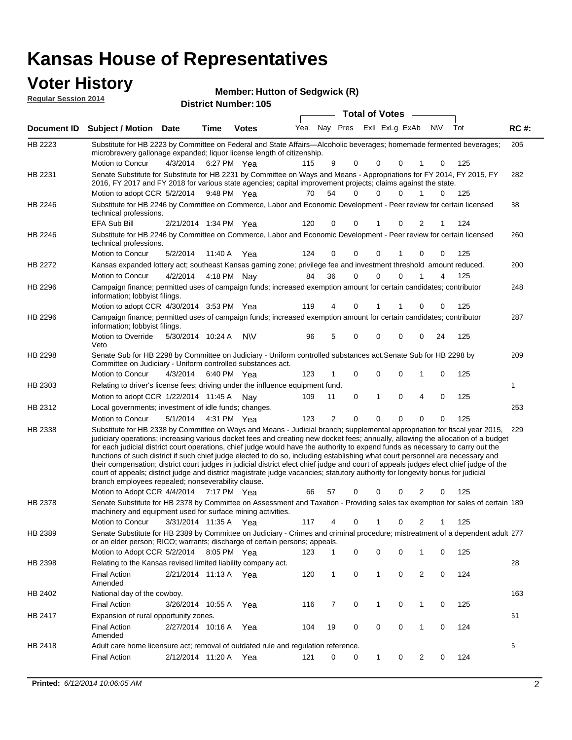# Kansas House of Representatives

## Voter History

**Regular Session 2014**

**Member: Hutton of Sedgwick (R)**

**District Number: 105**

| Document ID | Subject / Motion | Date | Time | Votes | Yea | Nay | Pres | ExlI | ExLg | ExAb | N\V | Tot | RC #: |
|---|---|---|---|---|---|---|---|---|---|---|---|---|---|
| HB 2223 | Substitute for HB 2223 by Committee on Federal and State Affairs—Alcoholic beverages; homemade fermented beverages; microbrewery gallonage expanded; liquor license length of citizenship. | | | | | | | | | | | | 205 |
| | Motion to Concur | 4/3/2014 | 6:27 PM | Yea | 115 | 9 | 0 | 0 | 0 | 1 | 0 | 125 | |
| HB 2231 | Senate Substitute for Substitute for HB 2231 by Committee on Ways and Means - Appropriations for FY 2014, FY 2015, FY 2016, FY 2017 and FY 2018 for various state agencies; capital improvement projects; claims against the state. | | | | | | | | | | | | 282 |
| | Motion to adopt CCR | 5/2/2014 | 9:48 PM | Yea | 70 | 54 | 0 | 0 | 0 | 1 | 0 | 125 | |
| HB 2246 | Substitute for HB 2246 by Committee on Commerce, Labor and Economic Development - Peer review for certain licensed technical professions. | | | | | | | | | | | | 38 |
| | EFA Sub Bill | 2/21/2014 | 1:34 PM | Yea | 120 | 0 | 0 | 1 | 0 | 2 | 1 | 124 | |
| HB 2246 | Substitute for HB 2246 by Committee on Commerce, Labor and Economic Development - Peer review for certain licensed technical professions. | | | | | | | | | | | | 260 |
| | Motion to Concur | 5/2/2014 | 11:40 A | Yea | 124 | 0 | 0 | 0 | 1 | 0 | 0 | 125 | |
| HB 2272 | Kansas expanded lottery act; southeast Kansas gaming zone; privilege fee and investment threshold amount reduced. | | | | | | | | | | | | 200 |
| | Motion to Concur | 4/2/2014 | 4:18 PM | Nay | 84 | 36 | 0 | 0 | 0 | 1 | 4 | 125 | |
| HB 2296 | Campaign finance; permitted uses of campaign funds; increased exemption amount for certain candidates; contributor information; lobbyist filings. | | | | | | | | | | | | 248 |
| | Motion to adopt CCR | 4/30/2014 | 3:53 PM | Yea | 119 | 4 | 0 | 1 | 1 | 0 | 0 | 125 | |
| HB 2296 | Campaign finance; permitted uses of campaign funds; increased exemption amount for certain candidates; contributor information; lobbyist filings. | | | | | | | | | | | | 287 |
| | Motion to Override Veto | 5/30/2014 | 10:24 A | N\V | 96 | 5 | 0 | 0 | 0 | 0 | 24 | 125 | |
| HB 2298 | Senate Sub for HB 2298 by Committee on Judiciary - Uniform controlled substances act.Senate Sub for HB 2298 by Committee on Judiciary - Uniform controlled substances act. | | | | | | | | | | | | 209 |
| | Motion to Concur | 4/3/2014 | 6:40 PM | Yea | 123 | 1 | 0 | 0 | 0 | 1 | 0 | 125 | |
| HB 2303 | Relating to driver's license fees; driving under the influence equipment fund. | | | | | | | | | | | | 1 |
| | Motion to adopt CCR | 1/22/2014 | 11:45 A | Nay | 109 | 11 | 0 | 1 | 0 | 4 | 0 | 125 | |
| HB 2312 | Local governments; investment of idle funds; changes. | | | | | | | | | | | | 253 |
| | Motion to Concur | 5/1/2014 | 4:31 PM | Yea | 123 | 2 | 0 | 0 | 0 | 0 | 0 | 125 | |
| HB 2338 | Substitute for HB 2338 by Committee on Ways and Means - Judicial branch; supplemental appropriation for fiscal year 2015, judiciary operations; increasing various docket fees and creating new docket fees; annually, allowing the allocation of a budget for each judicial district court operations, chief judge would have the authority to expend funds as necessary to carry out the functions of such district if such chief judge elected to do so, including establishing what court personnel are necessary and their compensation; district court judges in judicial district elect chief judge and court of appeals judges elect chief judge of the court of appeals; district judge and district magistrate judge vacancies; statutory authority for longevity bonus for judicial branch employees repealed; nonseverability clause. | | | | | | | | | | | | 229 |
| | Motion to Adopt CCR | 4/4/2014 | 7:17 PM | Yea | 66 | 57 | 0 | 0 | 0 | 2 | 0 | 125 | |
| HB 2378 | Senate Substitute for HB 2378 by Committee on Assessment and Taxation - Providing sales tax exemption for sales of certain machinery and equipment used for surface mining activities. | | | | | | | | | | | | 189 |
| | Motion to Concur | 3/31/2014 | 11:35 A | Yea | 117 | 4 | 0 | 1 | 0 | 2 | 1 | 125 | |
| HB 2389 | Senate Substitute for HB 2389 by Committee on Judiciary - Crimes and criminal procedure; mistreatment of a dependent adult or an elder person; RICO; warrants; discharge of certain persons; appeals. | | | | | | | | | | | | 277 |
| | Motion to Adopt CCR | 5/2/2014 | 8:05 PM | Yea | 123 | 1 | 0 | 0 | 0 | 1 | 0 | 125 | |
| HB 2398 | Relating to the Kansas revised limited liability company act. | | | | | | | | | | | | 28 |
| | Final Action Amended | 2/21/2014 | 11:13 A | Yea | 120 | 1 | 0 | 1 | 0 | 2 | 0 | 124 | |
| HB 2402 | National day of the cowboy. | | | | | | | | | | | | 163 |
| | Final Action | 3/26/2014 | 10:55 A | Yea | 116 | 7 | 0 | 1 | 0 | 1 | 0 | 125 | |
| HB 2417 | Expansion of rural opportunity zones. | | | | | | | | | | | | 61 |
| | Final Action Amended | 2/27/2014 | 10:16 A | Yea | 104 | 19 | 0 | 0 | 0 | 1 | 0 | 124 | |
| HB 2418 | Adult care home licensure act; removal of outdated rule and regulation reference. | | | | | | | | | | | | 6 |
| | Final Action | 2/12/2014 | 11:20 A | Yea | 121 | 0 | 0 | 1 | 0 | 2 | 0 | 124 | |

**Printed:** *6/12/2014 10:06:05 AM*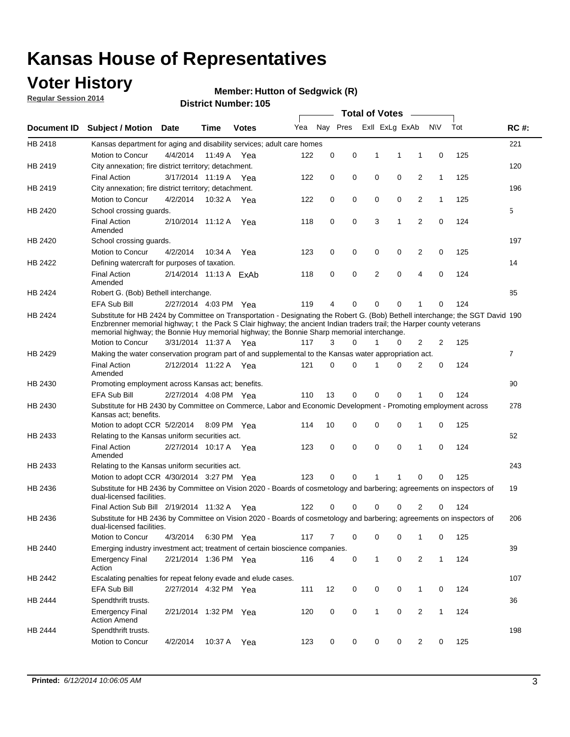# Kansas House of Representatives

## Voter History

**Regular Session 2014**

**Member: Hutton of Sedgwick (R)**

**District Number: 105**

| Document ID | Subject / Motion | Date | Time | Votes | Yea | Nay | Pres | ExII | ExLg | ExAb | N\V | Tot | RC #: |
|---|---|---|---|---|---|---|---|---|---|---|---|---|---|
| HB 2418 | Kansas department for aging and disability services; adult care homes | | | | | | | | | | | | 221 |
| | Motion to Concur | 4/4/2014 | 11:49 A | Yea | 122 | 0 | 0 | 1 | 1 | 1 | 0 | 125 | |
| HB 2419 | City annexation; fire district territory; detachment. | | | | | | | | | | | | 120 |
| | Final Action | 3/17/2014 | 11:19 A | Yea | 122 | 0 | 0 | 0 | 0 | 2 | 1 | 125 | |
| HB 2419 | City annexation; fire district territory; detachment. | | | | | | | | | | | | 196 |
| | Motion to Concur | 4/2/2014 | 10:32 A | Yea | 122 | 0 | 0 | 0 | 0 | 2 | 1 | 125 | |
| HB 2420 | School crossing guards. | | | | | | | | | | | | 5 |
| | Final Action Amended | 2/10/2014 | 11:12 A | Yea | 118 | 0 | 0 | 3 | 1 | 2 | 0 | 124 | |
| HB 2420 | School crossing guards. | | | | | | | | | | | | 197 |
| | Motion to Concur | 4/2/2014 | 10:34 A | Yea | 123 | 0 | 0 | 0 | 0 | 2 | 0 | 125 | |
| HB 2422 | Defining watercraft for purposes of taxation. | | | | | | | | | | | | 14 |
| | Final Action Amended | 2/14/2014 | 11:13 A | ExAb | 118 | 0 | 0 | 2 | 0 | 4 | 0 | 124 | |
| HB 2424 | Robert G. (Bob) Bethell interchange. | | | | | | | | | | | | 85 |
| | EFA Sub Bill | 2/27/2014 | 4:03 PM | Yea | 119 | 4 | 0 | 0 | 0 | 1 | 0 | 124 | |
| HB 2424 | Substitute for HB 2424 by Committee on Transportation - Designating the Robert G. (Bob) Bethell interchange; the SGT David Enzbrenner memorial highway; t the Pack S Clair highway; the ancient Indian traders trail; the Harper county veterans memorial highway; the Bonnie Huy memorial highway; the Bonnie Sharp memorial interchange. | | | | | | | | | | | | 190 |
| | Motion to Concur | 3/31/2014 | 11:37 A | Yea | 117 | 3 | 0 | 1 | 0 | 2 | 2 | 125 | |
| HB 2429 | Making the water conservation program part of and supplemental to the Kansas water appropriation act. | | | | | | | | | | | | 7 |
| | Final Action Amended | 2/12/2014 | 11:22 A | Yea | 121 | 0 | 0 | 1 | 0 | 2 | 0 | 124 | |
| HB 2430 | Promoting employment across Kansas act; benefits. | | | | | | | | | | | | 90 |
| | EFA Sub Bill | 2/27/2014 | 4:08 PM | Yea | 110 | 13 | 0 | 0 | 0 | 1 | 0 | 124 | |
| HB 2430 | Substitute for HB 2430 by Committee on Commerce, Labor and Economic Development - Promoting employment across Kansas act; benefits. | | | | | | | | | | | | 278 |
| | Motion to adopt CCR | 5/2/2014 | 8:09 PM | Yea | 114 | 10 | 0 | 0 | 0 | 1 | 0 | 125 | |
| HB 2433 | Relating to the Kansas uniform securities act. | | | | | | | | | | | | 62 |
| | Final Action Amended | 2/27/2014 | 10:17 A | Yea | 123 | 0 | 0 | 0 | 0 | 1 | 0 | 124 | |
| HB 2433 | Relating to the Kansas uniform securities act. | | | | | | | | | | | | 243 |
| | Motion to adopt CCR | 4/30/2014 | 3:27 PM | Yea | 123 | 0 | 0 | 1 | 1 | 0 | 0 | 125 | |
| HB 2436 | Substitute for HB 2436 by Committee on Vision 2020 - Boards of cosmetology and barbering; agreements on inspectors of dual-licensed facilities. | | | | | | | | | | | | 19 |
| | Final Action Sub Bill | 2/19/2014 | 11:32 A | Yea | 122 | 0 | 0 | 0 | 0 | 2 | 0 | 124 | |
| HB 2436 | Substitute for HB 2436 by Committee on Vision 2020 - Boards of cosmetology and barbering; agreements on inspectors of dual-licensed facilities. | | | | | | | | | | | | 206 |
| | Motion to Concur | 4/3/2014 | 6:30 PM | Yea | 117 | 7 | 0 | 0 | 0 | 1 | 0 | 125 | |
| HB 2440 | Emerging industry investment act; treatment of certain bioscience companies. | | | | | | | | | | | | 39 |
| | Emergency Final Action | 2/21/2014 | 1:36 PM | Yea | 116 | 4 | 0 | 1 | 0 | 2 | 1 | 124 | |
| HB 2442 | Escalating penalties for repeat felony evade and elude cases. | | | | | | | | | | | | 107 |
| | EFA Sub Bill | 2/27/2014 | 4:32 PM | Yea | 111 | 12 | 0 | 0 | 0 | 1 | 0 | 124 | |
| HB 2444 | Spendthrift trusts. | | | | | | | | | | | | 36 |
| | Emergency Final Action Amend | 2/21/2014 | 1:32 PM | Yea | 120 | 0 | 0 | 1 | 0 | 2 | 1 | 124 | |
| HB 2444 | Spendthrift trusts. | | | | | | | | | | | | 198 |
| | Motion to Concur | 4/2/2014 | 10:37 A | Yea | 123 | 0 | 0 | 0 | 0 | 2 | 0 | 125 | |

**Printed:** *6/12/2014 10:06:05 AM*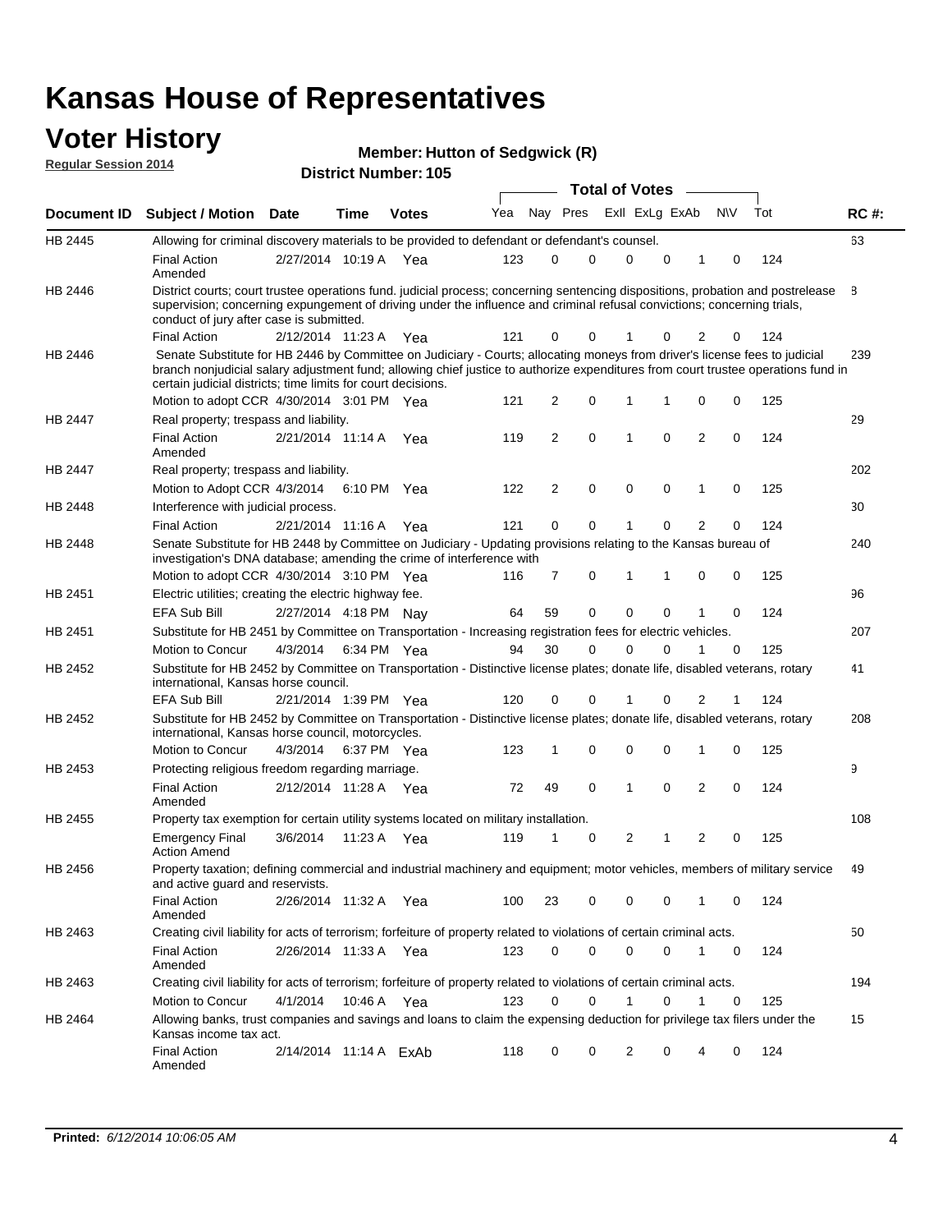# Kansas House of Representatives

## Voter History

**Regular Session 2014**

**Member: Hutton of Sedgwick (R)**

**District Number: 105**

| Document ID | Subject / Motion | Date | Time | Votes | Yea | Nay | Pres | ExlI | ExLg | ExAb | N\V | Tot | RC #: |
|---|---|---|---|---|---|---|---|---|---|---|---|---|---|
| HB 2445 | Allowing for criminal discovery materials to be provided to defendant or defendant's counsel. | | | | | | | | | | | | 63 |
| | Final Action Amended | 2/27/2014 | 10:19 A | Yea | 123 | 0 | 0 | 0 | 0 | 1 | 0 | 124 | |
| HB 2446 | District courts; court trustee operations fund. judicial process; concerning sentencing dispositions, probation and postrelease supervision; concerning expungement of driving under the influence and criminal refusal convictions; concerning trials, conduct of jury after case is submitted. | | | | | | | | | | | | 8 |
| | Final Action | 2/12/2014 | 11:23 A | Yea | 121 | 0 | 0 | 1 | 0 | 2 | 0 | 124 | |
| HB 2446 | Senate Substitute for HB 2446 by Committee on Judiciary - Courts; allocating moneys from driver's license fees to judicial branch nonjudicial salary adjustment fund; allowing chief justice to authorize expenditures from court trustee operations fund in certain judicial districts; time limits for court decisions. | | | | | | | | | | | | 239 |
| | Motion to adopt CCR | 4/30/2014 | 3:01 PM | Yea | 121 | 2 | 0 | 1 | 1 | 0 | 0 | 125 | |
| HB 2447 | Real property; trespass and liability. | | | | | | | | | | | | 29 |
| | Final Action Amended | 2/21/2014 | 11:14 A | Yea | 119 | 2 | 0 | 1 | 0 | 2 | 0 | 124 | |
| HB 2447 | Real property; trespass and liability. | | | | | | | | | | | | 202 |
| | Motion to Adopt CCR | 4/3/2014 | 6:10 PM | Yea | 122 | 2 | 0 | 0 | 0 | 1 | 0 | 125 | |
| HB 2448 | Interference with judicial process. | | | | | | | | | | | | 30 |
| | Final Action | 2/21/2014 | 11:16 A | Yea | 121 | 0 | 0 | 1 | 0 | 2 | 0 | 124 | |
| HB 2448 | Senate Substitute for HB 2448 by Committee on Judiciary - Updating provisions relating to the Kansas bureau of investigation's DNA database; amending the crime of interference with | | | | | | | | | | | | 240 |
| | Motion to adopt CCR | 4/30/2014 | 3:10 PM | Yea | 116 | 7 | 0 | 1 | 1 | 0 | 0 | 125 | |
| HB 2451 | Electric utilities; creating the electric highway fee. | | | | | | | | | | | | 96 |
| | EFA Sub Bill | 2/27/2014 | 4:18 PM | Nay | 64 | 59 | 0 | 0 | 0 | 1 | 0 | 124 | |
| HB 2451 | Substitute for HB 2451 by Committee on Transportation - Increasing registration fees for electric vehicles. | | | | | | | | | | | | 207 |
| | Motion to Concur | 4/3/2014 | 6:34 PM | Yea | 94 | 30 | 0 | 0 | 0 | 1 | 0 | 125 | |
| HB 2452 | Substitute for HB 2452 by Committee on Transportation - Distinctive license plates; donate life, disabled veterans, rotary international, Kansas horse council. | | | | | | | | | | | | 41 |
| | EFA Sub Bill | 2/21/2014 | 1:39 PM | Yea | 120 | 0 | 0 | 1 | 0 | 2 | 1 | 124 | |
| HB 2452 | Substitute for HB 2452 by Committee on Transportation - Distinctive license plates; donate life, disabled veterans, rotary international, Kansas horse council, motorcycles. | | | | | | | | | | | | 208 |
| | Motion to Concur | 4/3/2014 | 6:37 PM | Yea | 123 | 1 | 0 | 0 | 0 | 1 | 0 | 125 | |
| HB 2453 | Protecting religious freedom regarding marriage. | | | | | | | | | | | | 9 |
| | Final Action Amended | 2/12/2014 | 11:28 A | Yea | 72 | 49 | 0 | 1 | 0 | 2 | 0 | 124 | |
| HB 2455 | Property tax exemption for certain utility systems located on military installation. | | | | | | | | | | | | 108 |
| | Emergency Final Action Amend | 3/6/2014 | 11:23 A | Yea | 119 | 1 | 0 | 2 | 1 | 2 | 0 | 125 | |
| HB 2456 | Property taxation; defining commercial and industrial machinery and equipment; motor vehicles, members of military service and active guard and reservists. | | | | | | | | | | | | 49 |
| | Final Action Amended | 2/26/2014 | 11:32 A | Yea | 100 | 23 | 0 | 0 | 0 | 1 | 0 | 124 | |
| HB 2463 | Creating civil liability for acts of terrorism; forfeiture of property related to violations of certain criminal acts. | | | | | | | | | | | | 50 |
| | Final Action Amended | 2/26/2014 | 11:33 A | Yea | 123 | 0 | 0 | 0 | 0 | 1 | 0 | 124 | |
| HB 2463 | Creating civil liability for acts of terrorism; forfeiture of property related to violations of certain criminal acts. | | | | | | | | | | | | 194 |
| | Motion to Concur | 4/1/2014 | 10:46 A | Yea | 123 | 0 | 0 | 1 | 0 | 1 | 0 | 125 | |
| HB 2464 | Allowing banks, trust companies and savings and loans to claim the expensing deduction for privilege tax filers under the Kansas income tax act. | | | | | | | | | | | | 15 |
| | Final Action Amended | 2/14/2014 | 11:14 A | ExAb | 118 | 0 | 0 | 2 | 0 | 4 | 0 | 124 | |

**Printed:** *6/12/2014 10:06:05 AM*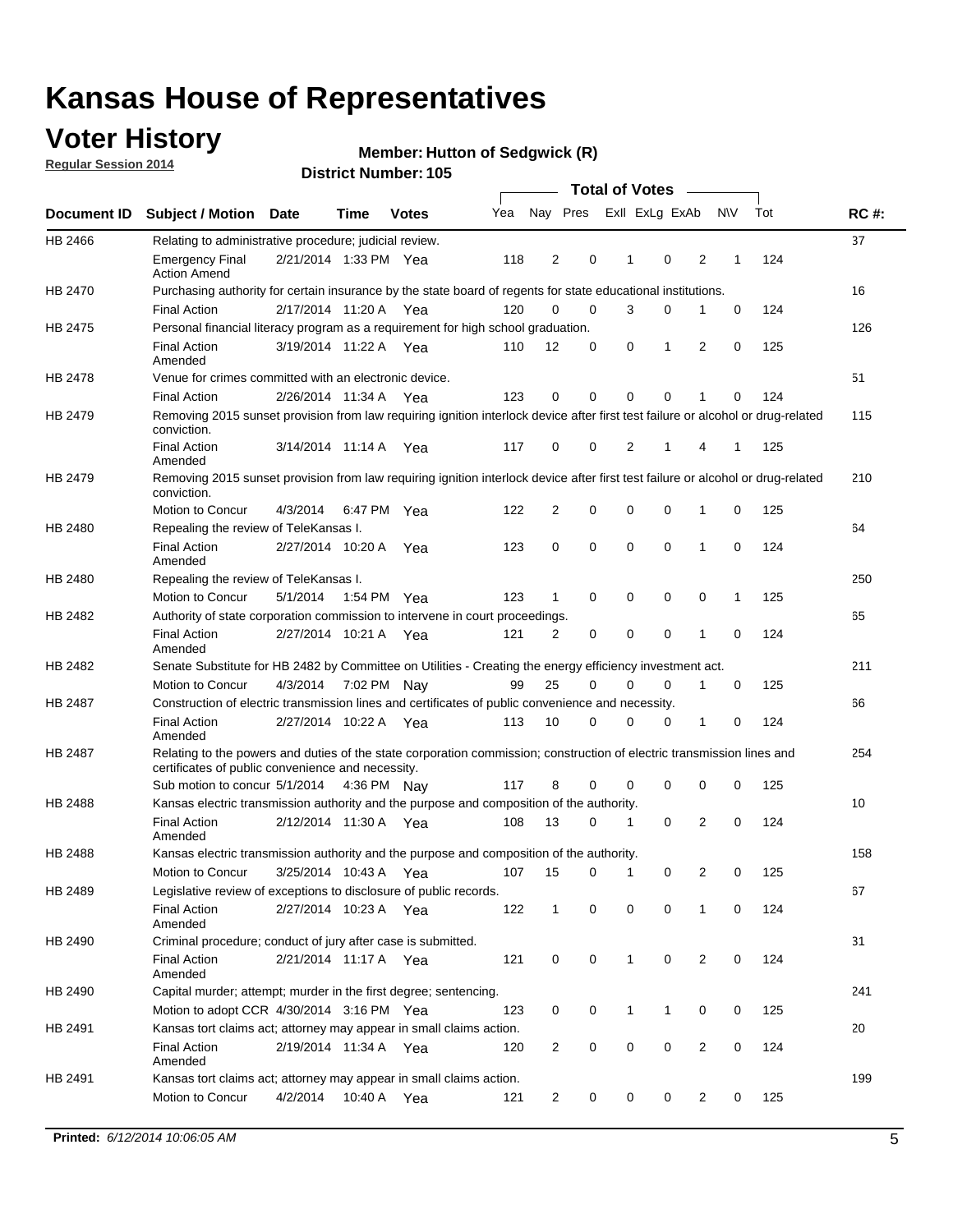# Kansas House of Representatives

## Voter History

**Regular Session 2014**

**Member: Hutton of Sedgwick (R)**

**District Number: 105**

| Document ID | Subject / Motion | Date | Time | Votes | Yea | Nay | Pres | ExII | ExLg | ExAb | N\V | Tot | RC #: |
|---|---|---|---|---|---|---|---|---|---|---|---|---|---|
| HB 2466 | Relating to administrative procedure; judicial review. | | | | | | | | | | | | 37 |
| | Emergency Final Action Amend | 2/21/2014 | 1:33 PM | Yea | 118 | 2 | 0 | 1 | 0 | 2 | 1 | 124 | |
| HB 2470 | Purchasing authority for certain insurance by the state board of regents for state educational institutions. | | | | | | | | | | | | 16 |
| | Final Action | 2/17/2014 | 11:20 A | Yea | 120 | 0 | 0 | 3 | 0 | 1 | 0 | 124 | |
| HB 2475 | Personal financial literacy program as a requirement for high school graduation. | | | | | | | | | | | | 126 |
| | Final Action Amended | 3/19/2014 | 11:22 A | Yea | 110 | 12 | 0 | 0 | 1 | 2 | 0 | 125 | |
| HB 2478 | Venue for crimes committed with an electronic device. | | | | | | | | | | | | 51 |
| | Final Action | 2/26/2014 | 11:34 A | Yea | 123 | 0 | 0 | 0 | 0 | 1 | 0 | 124 | |
| HB 2479 | Removing 2015 sunset provision from law requiring ignition interlock device after first test failure or alcohol or drug-related conviction. | | | | | | | | | | | | 115 |
| | Final Action Amended | 3/14/2014 | 11:14 A | Yea | 117 | 0 | 0 | 2 | 1 | 4 | 1 | 125 | |
| HB 2479 | Removing 2015 sunset provision from law requiring ignition interlock device after first test failure or alcohol or drug-related conviction. | | | | | | | | | | | | 210 |
| | Motion to Concur | 4/3/2014 | 6:47 PM | Yea | 122 | 2 | 0 | 0 | 0 | 1 | 0 | 125 | |
| HB 2480 | Repealing the review of TeleKansas I. | | | | | | | | | | | | 64 |
| | Final Action Amended | 2/27/2014 | 10:20 A | Yea | 123 | 0 | 0 | 0 | 0 | 1 | 0 | 124 | |
| HB 2480 | Repealing the review of TeleKansas I. | | | | | | | | | | | | 250 |
| | Motion to Concur | 5/1/2014 | 1:54 PM | Yea | 123 | 1 | 0 | 0 | 0 | 0 | 1 | 125 | |
| HB 2482 | Authority of state corporation commission to intervene in court proceedings. | | | | | | | | | | | | 65 |
| | Final Action Amended | 2/27/2014 | 10:21 A | Yea | 121 | 2 | 0 | 0 | 0 | 1 | 0 | 124 | |
| HB 2482 | Senate Substitute for HB 2482 by Committee on Utilities - Creating the energy efficiency investment act. | | | | | | | | | | | | 211 |
| | Motion to Concur | 4/3/2014 | 7:02 PM | Nay | 99 | 25 | 0 | 0 | 0 | 1 | 0 | 125 | |
| HB 2487 | Construction of electric transmission lines and certificates of public convenience and necessity. | | | | | | | | | | | | 66 |
| | Final Action Amended | 2/27/2014 | 10:22 A | Yea | 113 | 10 | 0 | 0 | 0 | 1 | 0 | 124 | |
| HB 2487 | Relating to the powers and duties of the state corporation commission; construction of electric transmission lines and certificates of public convenience and necessity. | | | | | | | | | | | | 254 |
| | Sub motion to concur | 5/1/2014 | 4:36 PM | Nay | 117 | 8 | 0 | 0 | 0 | 0 | 0 | 125 | |
| HB 2488 | Kansas electric transmission authority and the purpose and composition of the authority. | | | | | | | | | | | | 10 |
| | Final Action Amended | 2/12/2014 | 11:30 A | Yea | 108 | 13 | 0 | 1 | 0 | 2 | 0 | 124 | |
| HB 2488 | Kansas electric transmission authority and the purpose and composition of the authority. | | | | | | | | | | | | 158 |
| | Motion to Concur | 3/25/2014 | 10:43 A | Yea | 107 | 15 | 0 | 1 | 0 | 2 | 0 | 125 | |
| HB 2489 | Legislative review of exceptions to disclosure of public records. | | | | | | | | | | | | 67 |
| | Final Action Amended | 2/27/2014 | 10:23 A | Yea | 122 | 1 | 0 | 0 | 0 | 1 | 0 | 124 | |
| HB 2490 | Criminal procedure; conduct of jury after case is submitted. | | | | | | | | | | | | 31 |
| | Final Action Amended | 2/21/2014 | 11:17 A | Yea | 121 | 0 | 0 | 1 | 0 | 2 | 0 | 124 | |
| HB 2490 | Capital murder; attempt; murder in the first degree; sentencing. | | | | | | | | | | | | 241 |
| | Motion to adopt CCR | 4/30/2014 | 3:16 PM | Yea | 123 | 0 | 0 | 1 | 1 | 0 | 0 | 125 | |
| HB 2491 | Kansas tort claims act; attorney may appear in small claims action. | | | | | | | | | | | | 20 |
| | Final Action Amended | 2/19/2014 | 11:34 A | Yea | 120 | 2 | 0 | 0 | 0 | 2 | 0 | 124 | |
| HB 2491 | Kansas tort claims act; attorney may appear in small claims action. | | | | | | | | | | | | 199 |
| | Motion to Concur | 4/2/2014 | 10:40 A | Yea | 121 | 2 | 0 | 0 | 0 | 2 | 0 | 125 | |

**Printed:** *6/12/2014 10:06:05 AM*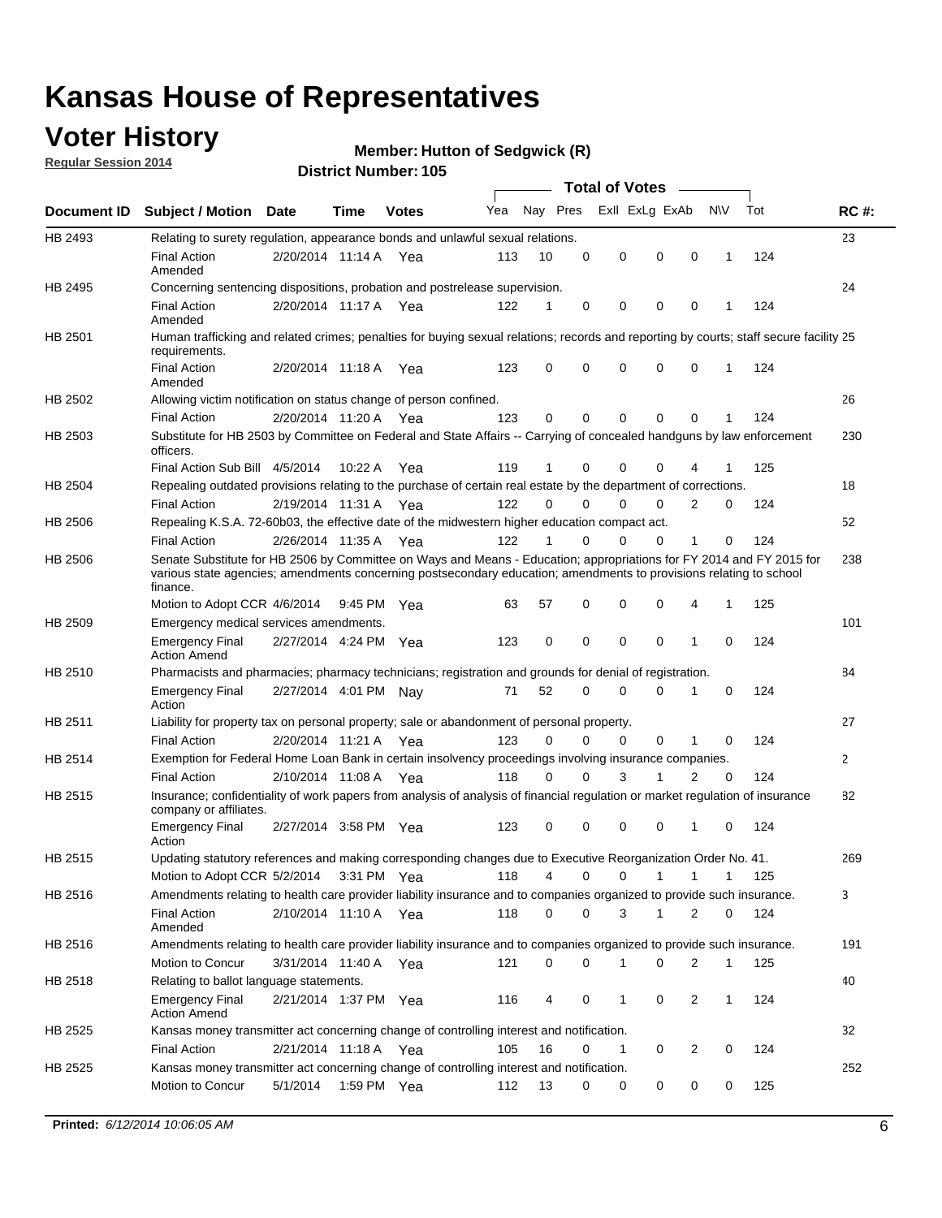# Kansas House of Representatives

## Voter History

**Regular Session 2014**

**Member: Hutton of Sedgwick (R)**

**District Number: 105**

| Document ID | Subject / Motion | Date | Time | Votes | Yea | Nay | Pres | ExII | ExLg | ExAb | N\V | Tot | RC #: |
|---|---|---|---|---|---|---|---|---|---|---|---|---|---|
| HB 2493 | Relating to surety regulation, appearance bonds and unlawful sexual relations. | | | | | | | | | | | | 23 |
| | Final Action Amended | 2/20/2014 | 11:14 A | Yea | 113 | 10 | 0 | 0 | 0 | 0 | 1 | 124 | |
| HB 2495 | Concerning sentencing dispositions, probation and postrelease supervision. | | | | | | | | | | | | 24 |
| | Final Action Amended | 2/20/2014 | 11:17 A | Yea | 122 | 1 | 0 | 0 | 0 | 0 | 1 | 124 | |
| HB 2501 | Human trafficking and related crimes; penalties for buying sexual relations; records and reporting by courts; staff secure facility requirements. | | | | | | | | | | | | 25 |
| | Final Action Amended | 2/20/2014 | 11:18 A | Yea | 123 | 0 | 0 | 0 | 0 | 0 | 1 | 124 | |
| HB 2502 | Allowing victim notification on status change of person confined. | | | | | | | | | | | | 26 |
| | Final Action | 2/20/2014 | 11:20 A | Yea | 123 | 0 | 0 | 0 | 0 | 0 | 1 | 124 | |
| HB 2503 | Substitute for HB 2503 by Committee on Federal and State Affairs -- Carrying of concealed handguns by law enforcement officers. | | | | | | | | | | | | 230 |
| | Final Action Sub Bill | 4/5/2014 | 10:22 A | Yea | 119 | 1 | 0 | 0 | 0 | 4 | 1 | 125 | |
| HB 2504 | Repealing outdated provisions relating to the purchase of certain real estate by the department of corrections. | | | | | | | | | | | | 18 |
| | Final Action | 2/19/2014 | 11:31 A | Yea | 122 | 0 | 0 | 0 | 0 | 2 | 0 | 124 | |
| HB 2506 | Repealing K.S.A. 72-60b03, the effective date of the midwestern higher education compact act. | | | | | | | | | | | | 52 |
| | Final Action | 2/26/2014 | 11:35 A | Yea | 122 | 1 | 0 | 0 | 0 | 1 | 0 | 124 | |
| HB 2506 | Senate Substitute for HB 2506 by Committee on Ways and Means - Education; appropriations for FY 2014 and FY 2015 for various state agencies; amendments concerning postsecondary education; amendments to provisions relating to school finance. | | | | | | | | | | | | 238 |
| | Motion to Adopt CCR | 4/6/2014 | 9:45 PM | Yea | 63 | 57 | 0 | 0 | 0 | 4 | 1 | 125 | |
| HB 2509 | Emergency medical services amendments. | | | | | | | | | | | | 101 |
| | Emergency Final Action Amend | 2/27/2014 | 4:24 PM | Yea | 123 | 0 | 0 | 0 | 0 | 1 | 0 | 124 | |
| HB 2510 | Pharmacists and pharmacies; pharmacy technicians; registration and grounds for denial of registration. | | | | | | | | | | | | 84 |
| | Emergency Final Action | 2/27/2014 | 4:01 PM | Nay | 71 | 52 | 0 | 0 | 0 | 1 | 0 | 124 | |
| HB 2511 | Liability for property tax on personal property; sale or abandonment of personal property. | | | | | | | | | | | | 27 |
| | Final Action | 2/20/2014 | 11:21 A | Yea | 123 | 0 | 0 | 0 | 0 | 1 | 0 | 124 | |
| HB 2514 | Exemption for Federal Home Loan Bank in certain insolvency proceedings involving insurance companies. | | | | | | | | | | | | 2 |
| | Final Action | 2/10/2014 | 11:08 A | Yea | 118 | 0 | 0 | 3 | 1 | 2 | 0 | 124 | |
| HB 2515 | Insurance; confidentiality of work papers from analysis of analysis of financial regulation or market regulation of insurance company or affiliates. | | | | | | | | | | | | 82 |
| | Emergency Final Action | 2/27/2014 | 3:58 PM | Yea | 123 | 0 | 0 | 0 | 0 | 1 | 0 | 124 | |
| HB 2515 | Updating statutory references and making corresponding changes due to Executive Reorganization Order No. 41. | | | | | | | | | | | | 269 |
| | Motion to Adopt CCR | 5/2/2014 | 3:31 PM | Yea | 118 | 4 | 0 | 0 | 1 | 1 | 1 | 125 | |
| HB 2516 | Amendments relating to health care provider liability insurance and to companies organized to provide such insurance. | | | | | | | | | | | | 3 |
| | Final Action Amended | 2/10/2014 | 11:10 A | Yea | 118 | 0 | 0 | 3 | 1 | 2 | 0 | 124 | |
| HB 2516 | Amendments relating to health care provider liability insurance and to companies organized to provide such insurance. | | | | | | | | | | | | 191 |
| | Motion to Concur | 3/31/2014 | 11:40 A | Yea | 121 | 0 | 0 | 1 | 0 | 2 | 1 | 125 | |
| HB 2518 | Relating to ballot language statements. | | | | | | | | | | | | 40 |
| | Emergency Final Action Amend | 2/21/2014 | 1:37 PM | Yea | 116 | 4 | 0 | 1 | 0 | 2 | 1 | 124 | |
| HB 2525 | Kansas money transmitter act concerning change of controlling interest and notification. | | | | | | | | | | | | 32 |
| | Final Action | 2/21/2014 | 11:18 A | Yea | 105 | 16 | 0 | 1 | 0 | 2 | 0 | 124 | |
| HB 2525 | Kansas money transmitter act concerning change of controlling interest and notification. | | | | | | | | | | | | 252 |
| | Motion to Concur | 5/1/2014 | 1:59 PM | Yea | 112 | 13 | 0 | 0 | 0 | 0 | 0 | 125 | |

**Printed:** *6/12/2014 10:06:05 AM*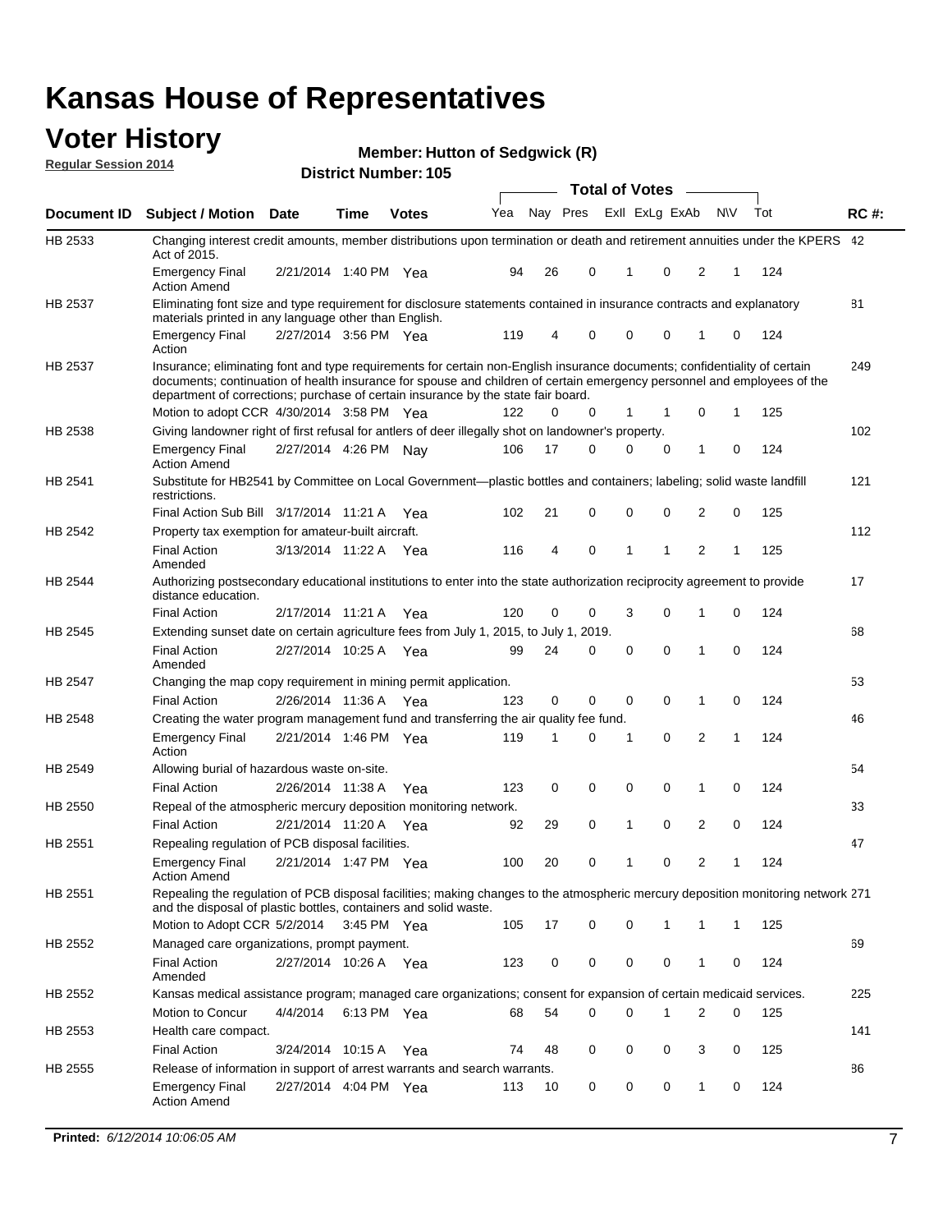# Kansas House of Representatives

## Voter History

**Regular Session 2014**

**Member: Hutton of Sedgwick (R)**

**District Number: 105**

| Document ID | Subject / Motion | Date | Time | Votes | Yea | Nay | Pres | ExII | ExLg | ExAb | N\V | Tot | RC #: |
|---|---|---|---|---|---|---|---|---|---|---|---|---|---|
| HB 2533 | Changing interest credit amounts, member distributions upon termination or death and retirement annuities under the KPERS Act of 2015. | | | | | | | | | | | | 42 |
| | Emergency Final Action Amend | 2/21/2014 | 1:40 PM | Yea | 94 | 26 | 0 | 1 | 0 | 2 | 1 | 124 | |
| HB 2537 | Eliminating font size and type requirement for disclosure statements contained in insurance contracts and explanatory materials printed in any language other than English. | | | | | | | | | | | | 81 |
| | Emergency Final Action | 2/27/2014 | 3:56 PM | Yea | 119 | 4 | 0 | 0 | 0 | 1 | 0 | 124 | |
| HB 2537 | Insurance; eliminating font and type requirements for certain non-English insurance documents; confidentiality of certain documents; continuation of health insurance for spouse and children of certain emergency personnel and employees of the department of corrections; purchase of certain insurance by the state fair board. | | | | | | | | | | | | 249 |
| | Motion to adopt CCR | 4/30/2014 | 3:58 PM | Yea | 122 | 0 | 0 | 1 | 1 | 0 | 1 | 125 | |
| HB 2538 | Giving landowner right of first refusal for antlers of deer illegally shot on landowner's property. | | | | | | | | | | | | 102 |
| | Emergency Final Action Amend | 2/27/2014 | 4:26 PM | Nay | 106 | 17 | 0 | 0 | 0 | 1 | 0 | 124 | |
| HB 2541 | Substitute for HB2541 by Committee on Local Government—plastic bottles and containers; labeling; solid waste landfill restrictions. | | | | | | | | | | | | 121 |
| | Final Action Sub Bill | 3/17/2014 | 11:21 A | Yea | 102 | 21 | 0 | 0 | 0 | 2 | 0 | 125 | |
| HB 2542 | Property tax exemption for amateur-built aircraft. | | | | | | | | | | | | 112 |
| | Final Action Amended | 3/13/2014 | 11:22 A | Yea | 116 | 4 | 0 | 1 | 1 | 2 | 1 | 125 | |
| HB 2544 | Authorizing postsecondary educational institutions to enter into the state authorization reciprocity agreement to provide distance education. | | | | | | | | | | | | 17 |
| | Final Action | 2/17/2014 | 11:21 A | Yea | 120 | 0 | 0 | 3 | 0 | 1 | 0 | 124 | |
| HB 2545 | Extending sunset date on certain agriculture fees from July 1, 2015, to July 1, 2019. | | | | | | | | | | | | 68 |
| | Final Action Amended | 2/27/2014 | 10:25 A | Yea | 99 | 24 | 0 | 0 | 0 | 1 | 0 | 124 | |
| HB 2547 | Changing the map copy requirement in mining permit application. | | | | | | | | | | | | 53 |
| | Final Action | 2/26/2014 | 11:36 A | Yea | 123 | 0 | 0 | 0 | 0 | 1 | 0 | 124 | |
| HB 2548 | Creating the water program management fund and transferring the air quality fee fund. | | | | | | | | | | | | 46 |
| | Emergency Final Action | 2/21/2014 | 1:46 PM | Yea | 119 | 1 | 0 | 1 | 0 | 2 | 1 | 124 | |
| HB 2549 | Allowing burial of hazardous waste on-site. | | | | | | | | | | | | 54 |
| | Final Action | 2/26/2014 | 11:38 A | Yea | 123 | 0 | 0 | 0 | 0 | 1 | 0 | 124 | |
| HB 2550 | Repeal of the atmospheric mercury deposition monitoring network. | | | | | | | | | | | | 33 |
| | Final Action | 2/21/2014 | 11:20 A | Yea | 92 | 29 | 0 | 1 | 0 | 2 | 0 | 124 | |
| HB 2551 | Repealing regulation of PCB disposal facilities. | | | | | | | | | | | | 47 |
| | Emergency Final Action Amend | 2/21/2014 | 1:47 PM | Yea | 100 | 20 | 0 | 1 | 0 | 2 | 1 | 124 | |
| HB 2551 | Repealing the regulation of PCB disposal facilities; making changes to the atmospheric mercury deposition monitoring network and the disposal of plastic bottles, containers and solid waste. | | | | | | | | | | | | 271 |
| | Motion to Adopt CCR | 5/2/2014 | 3:45 PM | Yea | 105 | 17 | 0 | 0 | 1 | 1 | 1 | 125 | |
| HB 2552 | Managed care organizations, prompt payment. | | | | | | | | | | | | 69 |
| | Final Action Amended | 2/27/2014 | 10:26 A | Yea | 123 | 0 | 0 | 0 | 0 | 1 | 0 | 124 | |
| HB 2552 | Kansas medical assistance program; managed care organizations; consent for expansion of certain medicaid services. | | | | | | | | | | | | 225 |
| | Motion to Concur | 4/4/2014 | 6:13 PM | Yea | 68 | 54 | 0 | 0 | 1 | 2 | 0 | 125 | |
| HB 2553 | Health care compact. | | | | | | | | | | | | 141 |
| | Final Action | 3/24/2014 | 10:15 A | Yea | 74 | 48 | 0 | 0 | 0 | 3 | 0 | 125 | |
| HB 2555 | Release of information in support of arrest warrants and search warrants. | | | | | | | | | | | | 86 |
| | Emergency Final Action Amend | 2/27/2014 | 4:04 PM | Yea | 113 | 10 | 0 | 0 | 0 | 1 | 0 | 124 | |

**Printed:** *6/12/2014 10:06:05 AM*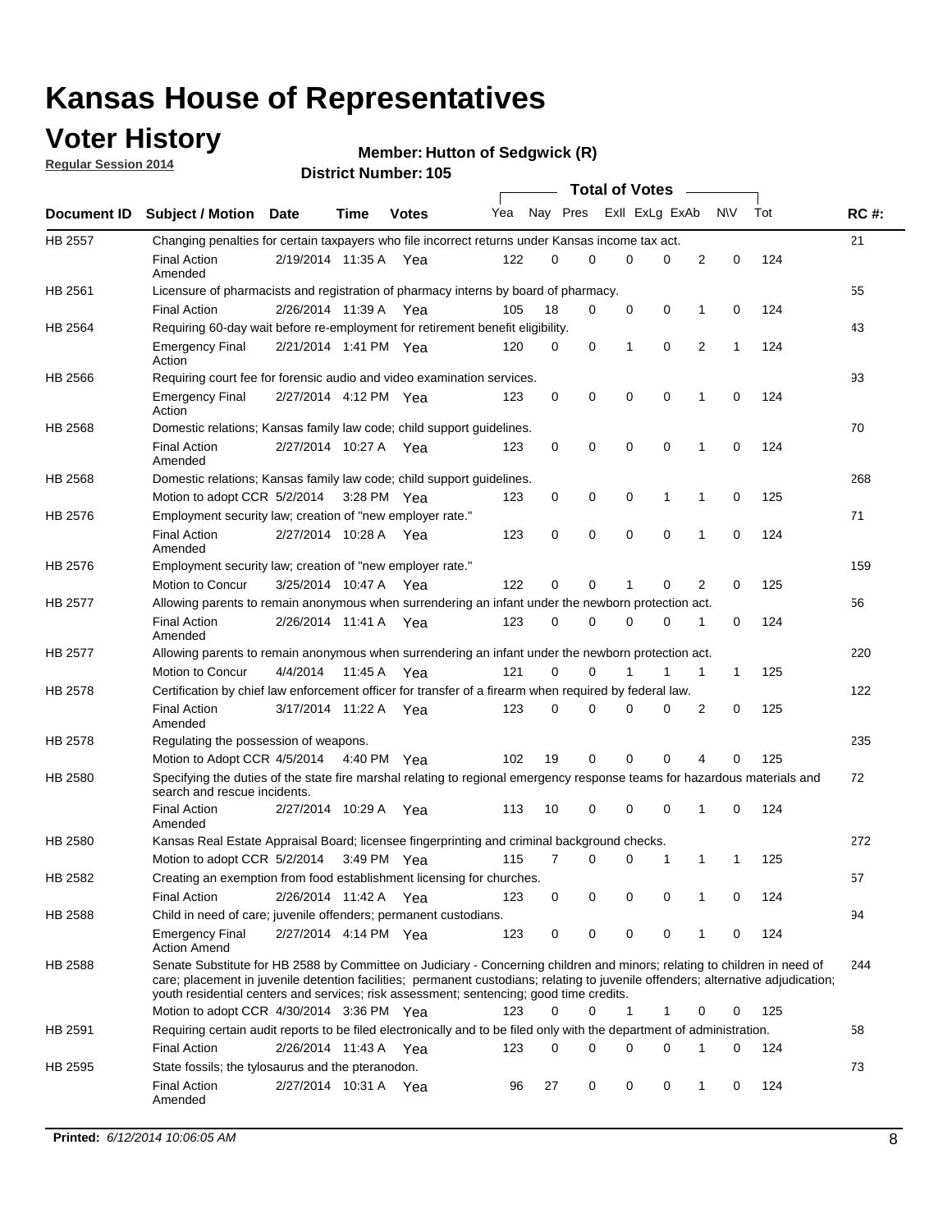# Kansas House of Representatives

## Voter History

**Regular Session 2014**

**Member: Hutton of Sedgwick (R)**

**District Number: 105**

| Document ID | Subject / Motion | Date | Time | Votes | Yea | Nay | Pres | ExII | ExLg | ExAb | N\V | Tot | RC #: |
|---|---|---|---|---|---|---|---|---|---|---|---|---|---|
| HB 2557 | Changing penalties for certain taxpayers who file incorrect returns under Kansas income tax act. | | | | | | | | | | | | 21 |
| | Final Action Amended | 2/19/2014 | 11:35 A | Yea | 122 | 0 | 0 | 0 | 0 | 2 | 0 | 124 | |
| HB 2561 | Licensure of pharmacists and registration of pharmacy interns by board of pharmacy. | | | | | | | | | | | | 55 |
| | Final Action | 2/26/2014 | 11:39 A | Yea | 105 | 18 | 0 | 0 | 0 | 1 | 0 | 124 | |
| HB 2564 | Requiring 60-day wait before re-employment for retirement benefit eligibility. | | | | | | | | | | | | 43 |
| | Emergency Final Action | 2/21/2014 | 1:41 PM | Yea | 120 | 0 | 0 | 1 | 0 | 2 | 1 | 124 | |
| HB 2566 | Requiring court fee for forensic audio and video examination services. | | | | | | | | | | | | 93 |
| | Emergency Final Action | 2/27/2014 | 4:12 PM | Yea | 123 | 0 | 0 | 0 | 0 | 1 | 0 | 124 | |
| HB 2568 | Domestic relations; Kansas family law code; child support guidelines. | | | | | | | | | | | | 70 |
| | Final Action Amended | 2/27/2014 | 10:27 A | Yea | 123 | 0 | 0 | 0 | 0 | 1 | 0 | 124 | |
| HB 2568 | Domestic relations; Kansas family law code; child support guidelines. | | | | | | | | | | | | 268 |
| | Motion to adopt CCR | 5/2/2014 | 3:28 PM | Yea | 123 | 0 | 0 | 0 | 1 | 1 | 0 | 125 | |
| HB 2576 | Employment security law; creation of "new employer rate." | | | | | | | | | | | | 71 |
| | Final Action Amended | 2/27/2014 | 10:28 A | Yea | 123 | 0 | 0 | 0 | 0 | 1 | 0 | 124 | |
| HB 2576 | Employment security law; creation of "new employer rate." | | | | | | | | | | | | 159 |
| | Motion to Concur | 3/25/2014 | 10:47 A | Yea | 122 | 0 | 0 | 1 | 0 | 2 | 0 | 125 | |
| HB 2577 | Allowing parents to remain anonymous when surrendering an infant under the newborn protection act. | | | | | | | | | | | | 56 |
| | Final Action Amended | 2/26/2014 | 11:41 A | Yea | 123 | 0 | 0 | 0 | 0 | 1 | 0 | 124 | |
| HB 2577 | Allowing parents to remain anonymous when surrendering an infant under the newborn protection act. | | | | | | | | | | | | 220 |
| | Motion to Concur | 4/4/2014 | 11:45 A | Yea | 121 | 0 | 0 | 1 | 1 | 1 | 1 | 125 | |
| HB 2578 | Certification by chief law enforcement officer for transfer of a firearm when required by federal law. | | | | | | | | | | | | 122 |
| | Final Action Amended | 3/17/2014 | 11:22 A | Yea | 123 | 0 | 0 | 0 | 0 | 2 | 0 | 125 | |
| HB 2578 | Regulating the possession of weapons. | | | | | | | | | | | | 235 |
| | Motion to Adopt CCR | 4/5/2014 | 4:40 PM | Yea | 102 | 19 | 0 | 0 | 0 | 4 | 0 | 125 | |
| HB 2580 | Specifying the duties of the state fire marshal relating to regional emergency response teams for hazardous materials and search and rescue incidents. | | | | | | | | | | | | 72 |
| | Final Action Amended | 2/27/2014 | 10:29 A | Yea | 113 | 10 | 0 | 0 | 0 | 1 | 0 | 124 | |
| HB 2580 | Kansas Real Estate Appraisal Board; licensee fingerprinting and criminal background checks. | | | | | | | | | | | | 272 |
| | Motion to adopt CCR | 5/2/2014 | 3:49 PM | Yea | 115 | 7 | 0 | 0 | 1 | 1 | 1 | 125 | |
| HB 2582 | Creating an exemption from food establishment licensing for churches. | | | | | | | | | | | | 57 |
| | Final Action | 2/26/2014 | 11:42 A | Yea | 123 | 0 | 0 | 0 | 0 | 1 | 0 | 124 | |
| HB 2588 | Child in need of care; juvenile offenders; permanent custodians. | | | | | | | | | | | | 94 |
| | Emergency Final Action Amend | 2/27/2014 | 4:14 PM | Yea | 123 | 0 | 0 | 0 | 0 | 1 | 0 | 124 | |
| HB 2588 | Senate Substitute for HB 2588 by Committee on Judiciary - Concerning children and minors; relating to children in need of care; placement in juvenile detention facilities; permanent custodians; relating to juvenile offenders; alternative adjudication; youth residential centers and services; risk assessment; sentencing; good time credits. | | | | | | | | | | | | 244 |
| | Motion to adopt CCR | 4/30/2014 | 3:36 PM | Yea | 123 | 0 | 0 | 1 | 1 | 0 | 0 | 125 | |
| HB 2591 | Requiring certain audit reports to be filed electronically and to be filed only with the department of administration. | | | | | | | | | | | | 58 |
| | Final Action | 2/26/2014 | 11:43 A | Yea | 123 | 0 | 0 | 0 | 0 | 1 | 0 | 124 | |
| HB 2595 | State fossils; the tylosaurus and the pteranodon. | | | | | | | | | | | | 73 |
| | Final Action Amended | 2/27/2014 | 10:31 A | Yea | 96 | 27 | 0 | 0 | 0 | 1 | 0 | 124 | |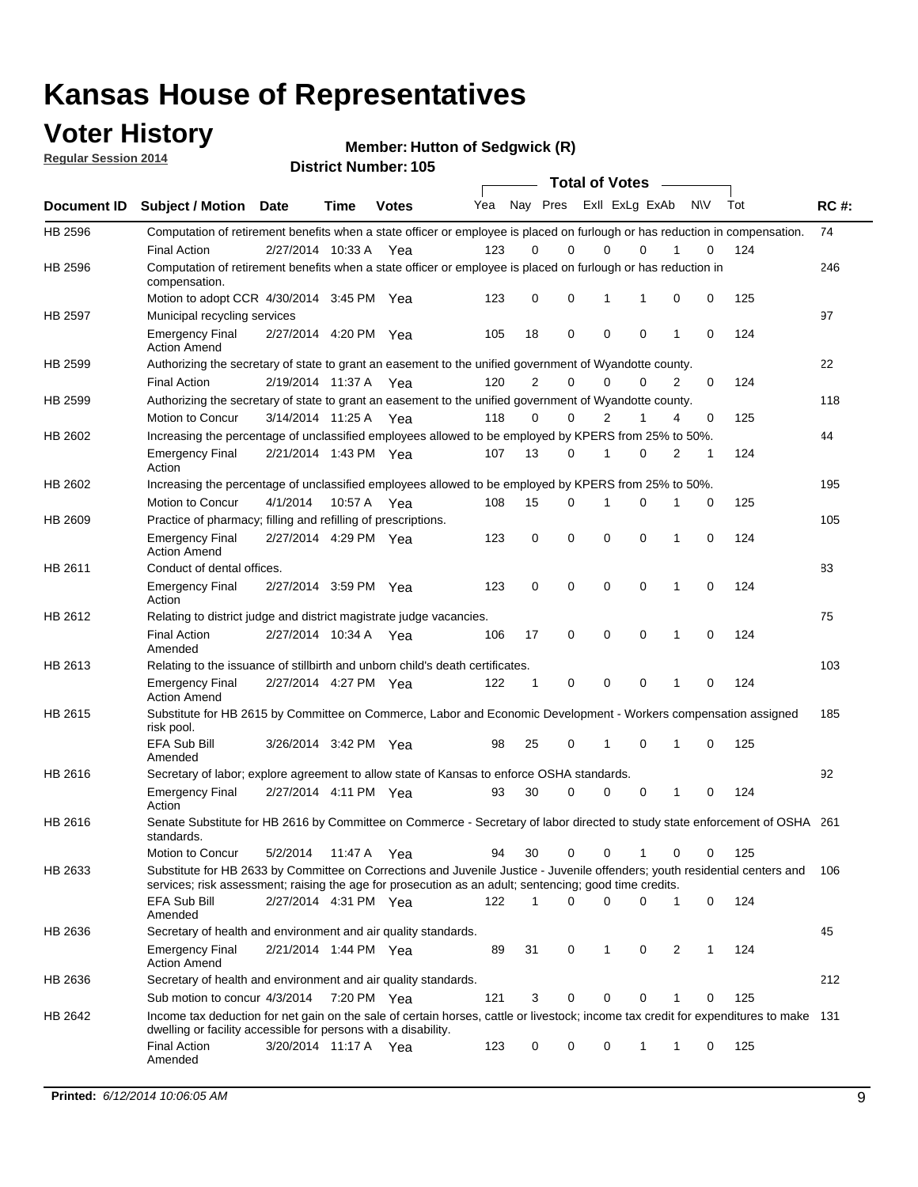# Kansas House of Representatives

## Voter History

**Regular Session 2014**

**Member: Hutton of Sedgwick (R)**

**District Number: 105**

| Document ID | Subject / Motion | Date | Time | Votes | Yea | Nay | Pres | ExII | ExLg | ExAb | N\V | Tot | RC #: |
|---|---|---|---|---|---|---|---|---|---|---|---|---|---|
| HB 2596 | Computation of retirement benefits when a state officer or employee is placed on furlough or has reduction in compensation. | | | | | | | | | | | | 74 |
| | Final Action | 2/27/2014 | 10:33 A | Yea | 123 | 0 | 0 | 0 | 0 | 1 | 0 | 124 | |
| HB 2596 | Computation of retirement benefits when a state officer or employee is placed on furlough or has reduction in compensation. | | | | | | | | | | | | 246 |
| | Motion to adopt CCR | 4/30/2014 | 3:45 PM | Yea | 123 | 0 | 0 | 1 | 1 | 0 | 0 | 125 | |
| HB 2597 | Municipal recycling services | | | | | | | | | | | | 97 |
| | Emergency Final Action Amend | 2/27/2014 | 4:20 PM | Yea | 105 | 18 | 0 | 0 | 0 | 1 | 0 | 124 | |
| HB 2599 | Authorizing the secretary of state to grant an easement to the unified government of Wyandotte county. | | | | | | | | | | | | 22 |
| | Final Action | 2/19/2014 | 11:37 A | Yea | 120 | 2 | 0 | 0 | 0 | 2 | 0 | 124 | |
| HB 2599 | Authorizing the secretary of state to grant an easement to the unified government of Wyandotte county. | | | | | | | | | | | | 118 |
| | Motion to Concur | 3/14/2014 | 11:25 A | Yea | 118 | 0 | 0 | 2 | 1 | 4 | 0 | 125 | |
| HB 2602 | Increasing the percentage of unclassified employees allowed to be employed by KPERS from 25% to 50%. | | | | | | | | | | | | 44 |
| | Emergency Final Action | 2/21/2014 | 1:43 PM | Yea | 107 | 13 | 0 | 1 | 0 | 2 | 1 | 124 | |
| HB 2602 | Increasing the percentage of unclassified employees allowed to be employed by KPERS from 25% to 50%. | | | | | | | | | | | | 195 |
| | Motion to Concur | 4/1/2014 | 10:57 A | Yea | 108 | 15 | 0 | 1 | 0 | 1 | 0 | 125 | |
| HB 2609 | Practice of pharmacy; filling and refilling of prescriptions. | | | | | | | | | | | | 105 |
| | Emergency Final Action Amend | 2/27/2014 | 4:29 PM | Yea | 123 | 0 | 0 | 0 | 0 | 1 | 0 | 124 | |
| HB 2611 | Conduct of dental offices. | | | | | | | | | | | | 83 |
| | Emergency Final Action | 2/27/2014 | 3:59 PM | Yea | 123 | 0 | 0 | 0 | 0 | 1 | 0 | 124 | |
| HB 2612 | Relating to district judge and district magistrate judge vacancies. | | | | | | | | | | | | 75 |
| | Final Action Amended | 2/27/2014 | 10:34 A | Yea | 106 | 17 | 0 | 0 | 0 | 1 | 0 | 124 | |
| HB 2613 | Relating to the issuance of stillbirth and unborn child's death certificates. | | | | | | | | | | | | 103 |
| | Emergency Final Action Amend | 2/27/2014 | 4:27 PM | Yea | 122 | 1 | 0 | 0 | 0 | 1 | 0 | 124 | |
| HB 2615 | Substitute for HB 2615 by Committee on Commerce, Labor and Economic Development - Workers compensation assigned risk pool. | | | | | | | | | | | | 185 |
| | EFA Sub Bill Amended | 3/26/2014 | 3:42 PM | Yea | 98 | 25 | 0 | 1 | 0 | 1 | 0 | 125 | |
| HB 2616 | Secretary of labor; explore agreement to allow state of Kansas to enforce OSHA standards. | | | | | | | | | | | | 92 |
| | Emergency Final Action | 2/27/2014 | 4:11 PM | Yea | 93 | 30 | 0 | 0 | 0 | 1 | 0 | 124 | |
| HB 2616 | Senate Substitute for HB 2616 by Committee on Commerce - Secretary of labor directed to study state enforcement of OSHA standards. | | | | | | | | | | | | 261 |
| | Motion to Concur | 5/2/2014 | 11:47 A | Yea | 94 | 30 | 0 | 0 | 1 | 0 | 0 | 125 | |
| HB 2633 | Substitute for HB 2633 by Committee on Corrections and Juvenile Justice - Juvenile offenders; youth residential centers and services; risk assessment; raising the age for prosecution as an adult; sentencing; good time credits. | | | | | | | | | | | | 106 |
| | EFA Sub Bill Amended | 2/27/2014 | 4:31 PM | Yea | 122 | 1 | 0 | 0 | 0 | 1 | 0 | 124 | |
| HB 2636 | Secretary of health and environment and air quality standards. | | | | | | | | | | | | 45 |
| | Emergency Final Action Amend | 2/21/2014 | 1:44 PM | Yea | 89 | 31 | 0 | 1 | 0 | 2 | 1 | 124 | |
| HB 2636 | Secretary of health and environment and air quality standards. | | | | | | | | | | | | 212 |
| | Sub motion to concur | 4/3/2014 | 7:20 PM | Yea | 121 | 3 | 0 | 0 | 0 | 1 | 0 | 125 | |
| HB 2642 | Income tax deduction for net gain on the sale of certain horses, cattle or livestock; income tax credit for expenditures to make dwelling or facility accessible for persons with a disability. | | | | | | | | | | | | 131 |
| | Final Action Amended | 3/20/2014 | 11:17 A | Yea | 123 | 0 | 0 | 0 | 1 | 1 | 0 | 125 | |

**Printed:** *6/12/2014 10:06:05 AM*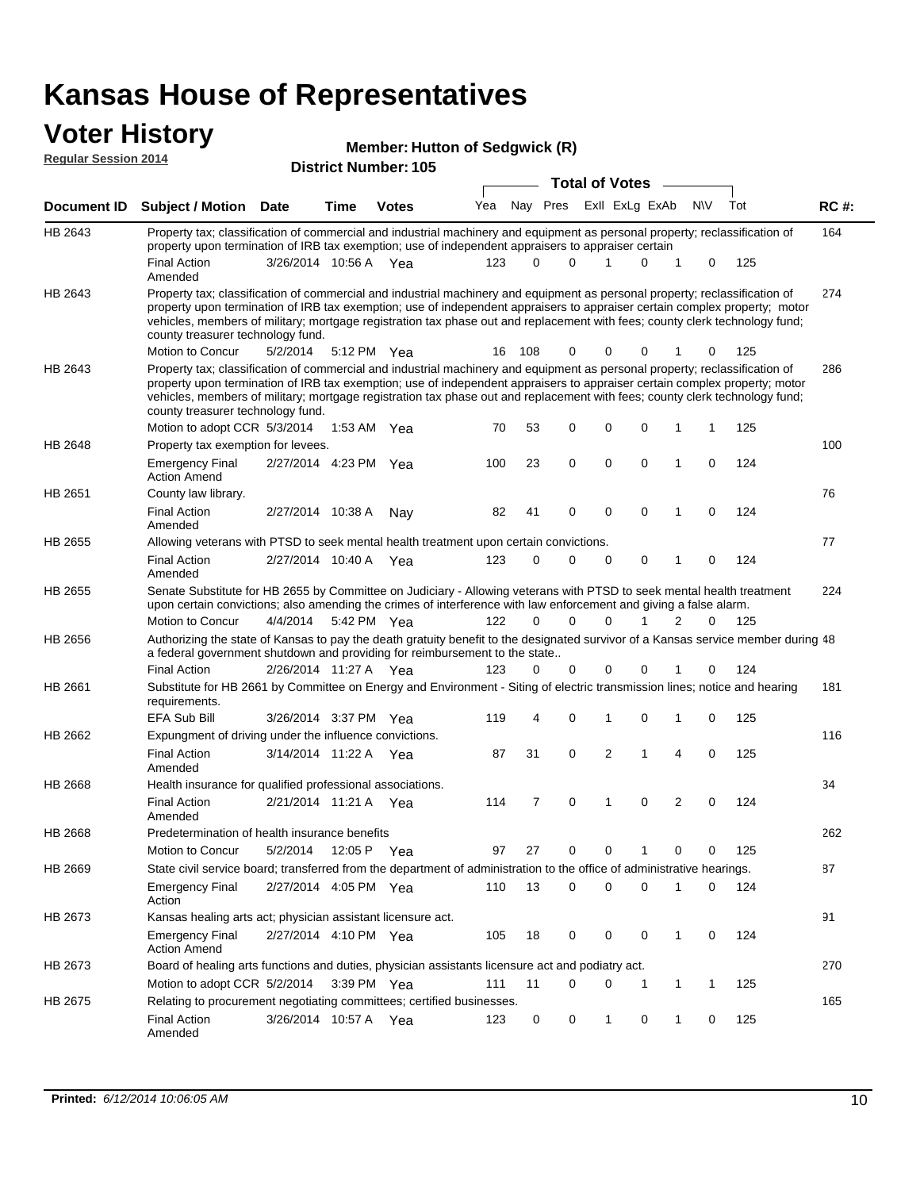# Kansas House of Representatives

## Voter History

**Regular Session 2014**

**Member: Hutton of Sedgwick (R)**

**District Number: 105**

| Document ID | Subject / Motion | Date | Time | Votes | Yea | Nay | Pres | ExII | ExLg | ExAb | N\V | Tot | RC #: |
|---|---|---|---|---|---|---|---|---|---|---|---|---|---|
| HB 2643 | Property tax; classification of commercial and industrial machinery and equipment as personal property; reclassification of property upon termination of IRB tax exemption; use of independent appraisers to appraiser certain | | | | | | | | | | | | 164 |
| | Final Action Amended | 3/26/2014 | 10:56 A | Yea | 123 | 0 | 0 | 1 | 0 | 1 | 0 | 125 | |
| HB 2643 | Property tax; classification of commercial and industrial machinery and equipment as personal property; reclassification of property upon termination of IRB tax exemption; use of independent appraisers to appraiser certain complex property; motor vehicles, members of military; mortgage registration tax phase out and replacement with fees; county clerk technology fund; county treasurer technology fund. | | | | | | | | | | | | 274 |
| | Motion to Concur | 5/2/2014 | 5:12 PM | Yea | 16 | 108 | 0 | 0 | 0 | 1 | 0 | 125 | |
| HB 2643 | Property tax; classification of commercial and industrial machinery and equipment as personal property; reclassification of property upon termination of IRB tax exemption; use of independent appraisers to appraiser certain complex property; motor vehicles, members of military; mortgage registration tax phase out and replacement with fees; county clerk technology fund; county treasurer technology fund. | | | | | | | | | | | | 286 |
| | Motion to adopt CCR | 5/3/2014 | 1:53 AM | Yea | 70 | 53 | 0 | 0 | 0 | 1 | 1 | 125 | |
| HB 2648 | Property tax exemption for levees. | | | | | | | | | | | | 100 |
| | Emergency Final Action Amend | 2/27/2014 | 4:23 PM | Yea | 100 | 23 | 0 | 0 | 0 | 1 | 0 | 124 | |
| HB 2651 | County law library. | | | | | | | | | | | | 76 |
| | Final Action Amended | 2/27/2014 | 10:38 A | Nay | 82 | 41 | 0 | 0 | 0 | 1 | 0 | 124 | |
| HB 2655 | Allowing veterans with PTSD to seek mental health treatment upon certain convictions. | | | | | | | | | | | | 77 |
| | Final Action Amended | 2/27/2014 | 10:40 A | Yea | 123 | 0 | 0 | 0 | 0 | 1 | 0 | 124 | |
| HB 2655 | Senate Substitute for HB 2655 by Committee on Judiciary - Allowing veterans with PTSD to seek mental health treatment upon certain convictions; also amending the crimes of interference with law enforcement and giving a false alarm. | | | | | | | | | | | | 224 |
| | Motion to Concur | 4/4/2014 | 5:42 PM | Yea | 122 | 0 | 0 | 0 | 1 | 2 | 0 | 125 | |
| HB 2656 | Authorizing the state of Kansas to pay the death gratuity benefit to the designated survivor of a Kansas service member during a federal government shutdown and providing for reimbursement to the state.. | | | | | | | | | | | | 48 |
| | Final Action | 2/26/2014 | 11:27 A | Yea | 123 | 0 | 0 | 0 | 0 | 1 | 0 | 124 | |
| HB 2661 | Substitute for HB 2661 by Committee on Energy and Environment - Siting of electric transmission lines; notice and hearing requirements. | | | | | | | | | | | | 181 |
| | EFA Sub Bill | 3/26/2014 | 3:37 PM | Yea | 119 | 4 | 0 | 1 | 0 | 1 | 0 | 125 | |
| HB 2662 | Expungment of driving under the influence convictions. | | | | | | | | | | | | 116 |
| | Final Action Amended | 3/14/2014 | 11:22 A | Yea | 87 | 31 | 0 | 2 | 1 | 4 | 0 | 125 | |
| HB 2668 | Health insurance for qualified professional associations. | | | | | | | | | | | | 34 |
| | Final Action Amended | 2/21/2014 | 11:21 A | Yea | 114 | 7 | 0 | 1 | 0 | 2 | 0 | 124 | |
| HB 2668 | Predetermination of health insurance benefits | | | | | | | | | | | | 262 |
| | Motion to Concur | 5/2/2014 | 12:05 P | Yea | 97 | 27 | 0 | 0 | 1 | 0 | 0 | 125 | |
| HB 2669 | State civil service board; transferred from the department of administration to the office of administrative hearings. | | | | | | | | | | | | 87 |
| | Emergency Final Action | 2/27/2014 | 4:05 PM | Yea | 110 | 13 | 0 | 0 | 0 | 1 | 0 | 124 | |
| HB 2673 | Kansas healing arts act; physician assistant licensure act. | | | | | | | | | | | | 91 |
| | Emergency Final Action Amend | 2/27/2014 | 4:10 PM | Yea | 105 | 18 | 0 | 0 | 0 | 1 | 0 | 124 | |
| HB 2673 | Board of healing arts functions and duties, physician assistants licensure act and podiatry act. | | | | | | | | | | | | 270 |
| | Motion to adopt CCR | 5/2/2014 | 3:39 PM | Yea | 111 | 11 | 0 | 0 | 1 | 1 | 1 | 125 | |
| HB 2675 | Relating to procurement negotiating committees; certified businesses. | | | | | | | | | | | | 165 |
| | Final Action Amended | 3/26/2014 | 10:57 A | Yea | 123 | 0 | 0 | 1 | 0 | 1 | 0 | 125 | |

**Printed:** *6/12/2014 10:06:05 AM*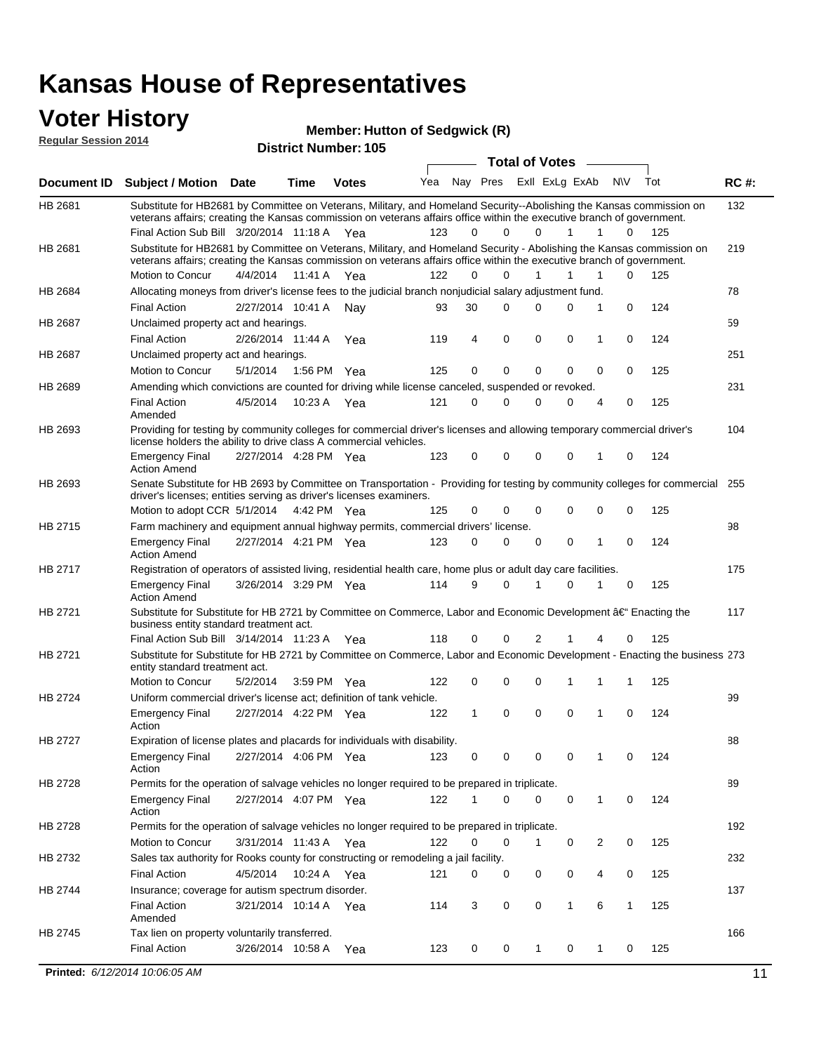# Kansas House of Representatives

## Voter History

**Regular Session 2014**

**Member: Hutton of Sedgwick (R)**

**District Number: 105**

| Document ID | Subject / Motion | Date | Time | Votes | Yea | Nay | Pres | ExII | ExLg | ExAb | N\V | Tot | RC #: |
|---|---|---|---|---|---|---|---|---|---|---|---|---|---|
| HB 2681 | Substitute for HB2681 by Committee on Veterans, Military, and Homeland Security--Abolishing the Kansas commission on veterans affairs; creating the Kansas commission on veterans affairs office within the executive branch of government. | | | | | | | | | | | | 132 |
| | Final Action Sub Bill | 3/20/2014 | 11:18 A | Yea | 123 | 0 | 0 | 0 | 1 | 1 | 0 | 125 | |
| HB 2681 | Substitute for HB2681 by Committee on Veterans, Military, and Homeland Security - Abolishing the Kansas commission on veterans affairs; creating the Kansas commission on veterans affairs office within the executive branch of government. | | | | | | | | | | | | 219 |
| | Motion to Concur | 4/4/2014 | 11:41 A | Yea | 122 | 0 | 0 | 1 | 1 | 1 | 0 | 125 | |
| HB 2684 | Allocating moneys from driver's license fees to the judicial branch nonjudicial salary adjustment fund. | | | | | | | | | | | | 78 |
| | Final Action | 2/27/2014 | 10:41 A | Nay | 93 | 30 | 0 | 0 | 0 | 1 | 0 | 124 | |
| HB 2687 | Unclaimed property act and hearings. | | | | | | | | | | | | 59 |
| | Final Action | 2/26/2014 | 11:44 A | Yea | 119 | 4 | 0 | 0 | 0 | 1 | 0 | 124 | |
| HB 2687 | Unclaimed property act and hearings. | | | | | | | | | | | | 251 |
| | Motion to Concur | 5/1/2014 | 1:56 PM | Yea | 125 | 0 | 0 | 0 | 0 | 0 | 0 | 125 | |
| HB 2689 | Amending which convictions are counted for driving while license canceled, suspended or revoked. | | | | | | | | | | | | 231 |
| | Final Action Amended | 4/5/2014 | 10:23 A | Yea | 121 | 0 | 0 | 0 | 0 | 4 | 0 | 125 | |
| HB 2693 | Providing for testing by community colleges for commercial driver's licenses and allowing temporary commercial driver's license holders the ability to drive class A commercial vehicles. | | | | | | | | | | | | 104 |
| | Emergency Final Action Amend | 2/27/2014 | 4:28 PM | Yea | 123 | 0 | 0 | 0 | 0 | 1 | 0 | 124 | |
| HB 2693 | Senate Substitute for HB 2693 by Committee on Transportation - Providing for testing by community colleges for commercial driver's licenses; entities serving as driver's licenses examiners. | | | | | | | | | | | | 255 |
| | Motion to adopt CCR | 5/1/2014 | 4:42 PM | Yea | 125 | 0 | 0 | 0 | 0 | 0 | 0 | 125 | |
| HB 2715 | Farm machinery and equipment annual highway permits, commercial drivers' license. | | | | | | | | | | | | 98 |
| | Emergency Final Action Amend | 2/27/2014 | 4:21 PM | Yea | 123 | 0 | 0 | 0 | 0 | 1 | 0 | 124 | |
| HB 2717 | Registration of operators of assisted living, residential health care, home plus or adult day care facilities. | | | | | | | | | | | | 175 |
| | Emergency Final Action Amend | 3/26/2014 | 3:29 PM | Yea | 114 | 9 | 0 | 1 | 0 | 1 | 0 | 125 | |
| HB 2721 | Substitute for Substitute for HB 2721 by Committee on Commerce, Labor and Economic Development â€“ Enacting the business entity standard treatment act. | | | | | | | | | | | | 117 |
| | Final Action Sub Bill | 3/14/2014 | 11:23 A | Yea | 118 | 0 | 0 | 2 | 1 | 4 | 0 | 125 | |
| HB 2721 | Substitute for Substitute for HB 2721 by Committee on Commerce, Labor and Economic Development - Enacting the business entity standard treatment act. | | | | | | | | | | | | 273 |
| | Motion to Concur | 5/2/2014 | 3:59 PM | Yea | 122 | 0 | 0 | 0 | 1 | 1 | 1 | 125 | |
| HB 2724 | Uniform commercial driver's license act; definition of tank vehicle. | | | | | | | | | | | | 99 |
| | Emergency Final Action | 2/27/2014 | 4:22 PM | Yea | 122 | 1 | 0 | 0 | 0 | 1 | 0 | 124 | |
| HB 2727 | Expiration of license plates and placards for individuals with disability. | | | | | | | | | | | | 88 |
| | Emergency Final Action | 2/27/2014 | 4:06 PM | Yea | 123 | 0 | 0 | 0 | 0 | 1 | 0 | 124 | |
| HB 2728 | Permits for the operation of salvage vehicles no longer required to be prepared in triplicate. | | | | | | | | | | | | 89 |
| | Emergency Final Action | 2/27/2014 | 4:07 PM | Yea | 122 | 1 | 0 | 0 | 0 | 1 | 0 | 124 | |
| HB 2728 | Permits for the operation of salvage vehicles no longer required to be prepared in triplicate. | | | | | | | | | | | | 192 |
| | Motion to Concur | 3/31/2014 | 11:43 A | Yea | 122 | 0 | 0 | 1 | 0 | 2 | 0 | 125 | |
| HB 2732 | Sales tax authority for Rooks county for constructing or remodeling a jail facility. | | | | | | | | | | | | 232 |
| | Final Action | 4/5/2014 | 10:24 A | Yea | 121 | 0 | 0 | 0 | 0 | 4 | 0 | 125 | |
| HB 2744 | Insurance; coverage for autism spectrum disorder. | | | | | | | | | | | | 137 |
| | Final Action Amended | 3/21/2014 | 10:14 A | Yea | 114 | 3 | 0 | 0 | 1 | 6 | 1 | 125 | |
| HB 2745 | Tax lien on property voluntarily transferred. | | | | | | | | | | | | 166 |
| | Final Action | 3/26/2014 | 10:58 A | Yea | 123 | 0 | 0 | 1 | 0 | 1 | 0 | 125 | |

**Printed:** *6/12/2014 10:06:05 AM*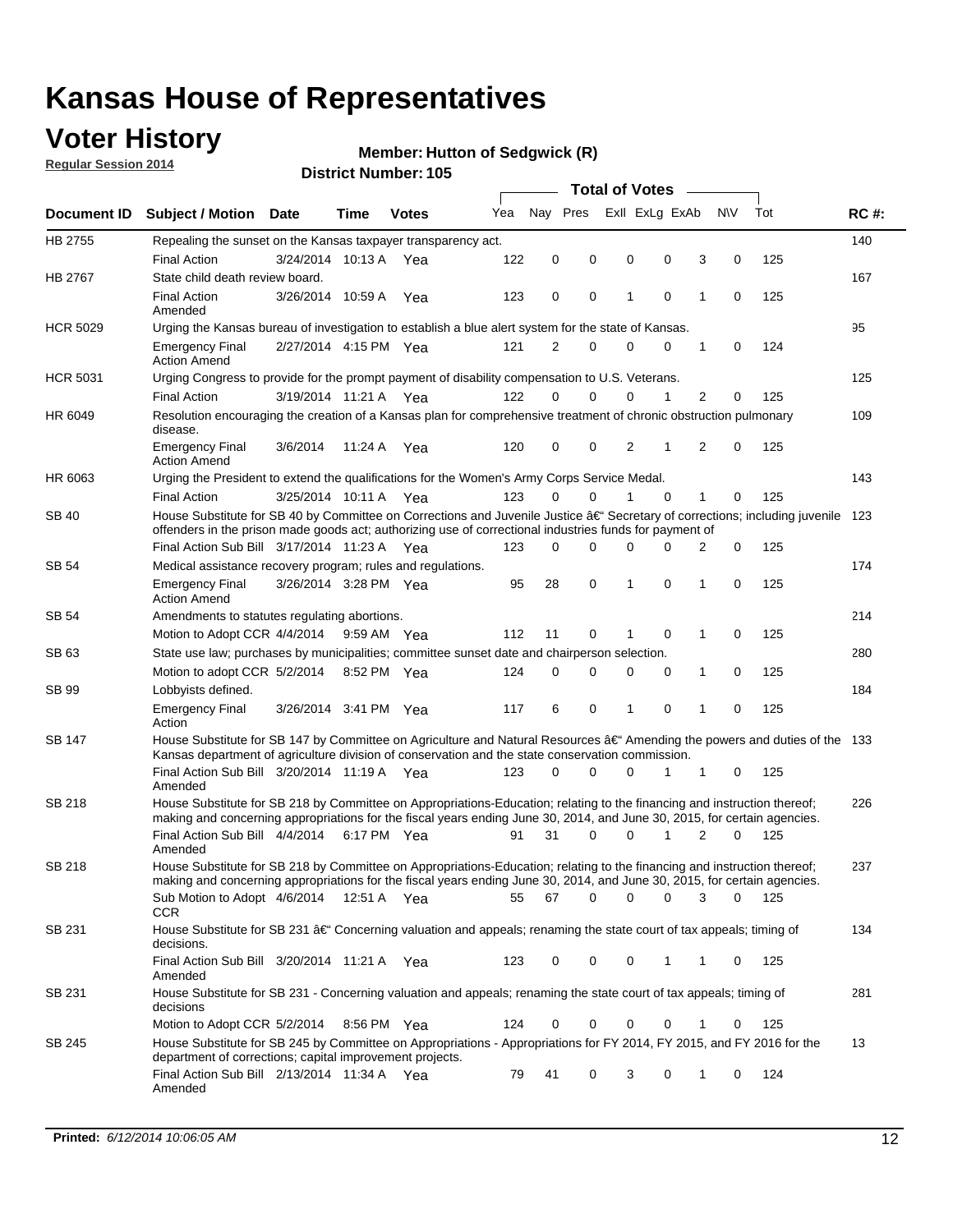# Kansas House of Representatives

## Voter History

**Regular Session 2014**

**Member: Hutton of Sedgwick (R)**

**District Number: 105**

| Document ID | Subject / Motion | Date | Time | Votes | Yea | Nay | Pres | ExlI | ExLg | ExAb | N\V | Tot | RC #: |
|---|---|---|---|---|---|---|---|---|---|---|---|---|---|
| HB 2755 | Repealing the sunset on the Kansas taxpayer transparency act. | | | | | | | | | | | | 140 |
| | Final Action | 3/24/2014 | 10:13 A | Yea | 122 | 0 | 0 | 0 | 0 | 3 | 0 | 125 | |
| HB 2767 | State child death review board. | | | | | | | | | | | | 167 |
| | Final Action Amended | 3/26/2014 | 10:59 A | Yea | 123 | 0 | 0 | 1 | 0 | 1 | 0 | 125 | |
| HCR 5029 | Urging the Kansas bureau of investigation to establish a blue alert system for the state of Kansas. | | | | | | | | | | | | 95 |
| | Emergency Final Action Amend | 2/27/2014 | 4:15 PM | Yea | 121 | 2 | 0 | 0 | 0 | 1 | 0 | 124 | |
| HCR 5031 | Urging Congress to provide for the prompt payment of disability compensation to U.S. Veterans. | | | | | | | | | | | | 125 |
| | Final Action | 3/19/2014 | 11:21 A | Yea | 122 | 0 | 0 | 0 | 1 | 2 | 0 | 125 | |
| HR 6049 | Resolution encouraging the creation of a Kansas plan for comprehensive treatment of chronic obstruction pulmonary disease. | | | | | | | | | | | | 109 |
| | Emergency Final Action Amend | 3/6/2014 | 11:24 A | Yea | 120 | 0 | 0 | 2 | 1 | 2 | 0 | 125 | |
| HR 6063 | Urging the President to extend the qualifications for the Women's Army Corps Service Medal. | | | | | | | | | | | | 143 |
| | Final Action | 3/25/2014 | 10:11 A | Yea | 123 | 0 | 0 | 1 | 0 | 1 | 0 | 125 | |
| SB 40 | House Substitute for SB 40 by Committee on Corrections and Juvenile Justice â€" Secretary of corrections; including juvenile offenders in the prison made goods act; authorizing use of correctional industries funds for payment of | | | | | | | | | | | | 123 |
| | Final Action Sub Bill | 3/17/2014 | 11:23 A | Yea | 123 | 0 | 0 | 0 | 0 | 2 | 0 | 125 | |
| SB 54 | Medical assistance recovery program; rules and regulations. | | | | | | | | | | | | 174 |
| | Emergency Final Action Amend | 3/26/2014 | 3:28 PM | Yea | 95 | 28 | 0 | 1 | 0 | 1 | 0 | 125 | |
| SB 54 | Amendments to statutes regulating abortions. | | | | | | | | | | | | 214 |
| | Motion to Adopt CCR | 4/4/2014 | 9:59 AM | Yea | 112 | 11 | 0 | 1 | 0 | 1 | 0 | 125 | |
| SB 63 | State use law; purchases by municipalities; committee sunset date and chairperson selection. | | | | | | | | | | | | 280 |
| | Motion to adopt CCR | 5/2/2014 | 8:52 PM | Yea | 124 | 0 | 0 | 0 | 0 | 1 | 0 | 125 | |
| SB 99 | Lobbyists defined. | | | | | | | | | | | | 184 |
| | Emergency Final Action | 3/26/2014 | 3:41 PM | Yea | 117 | 6 | 0 | 1 | 0 | 1 | 0 | 125 | |
| SB 147 | House Substitute for SB 147 by Committee on Agriculture and Natural Resources â€" Amending the powers and duties of the Kansas department of agriculture division of conservation and the state conservation commission. | | | | | | | | | | | | 133 |
| | Final Action Sub Bill Amended | 3/20/2014 | 11:19 A | Yea | 123 | 0 | 0 | 0 | 1 | 1 | 0 | 125 | |
| SB 218 | House Substitute for SB 218 by Committee on Appropriations-Education; relating to the financing and instruction thereof; making and concerning appropriations for the fiscal years ending June 30, 2014, and June 30, 2015, for certain agencies. | | | | | | | | | | | | 226 |
| | Final Action Sub Bill Amended | 4/4/2014 | 6:17 PM | Yea | 91 | 31 | 0 | 0 | 1 | 2 | 0 | 125 | |
| SB 218 | House Substitute for SB 218 by Committee on Appropriations-Education; relating to the financing and instruction thereof; making and concerning appropriations for the fiscal years ending June 30, 2014, and June 30, 2015, for certain agencies. | | | | | | | | | | | | 237 |
| | Sub Motion to Adopt CCR | 4/6/2014 | 12:51 A | Yea | 55 | 67 | 0 | 0 | 0 | 3 | 0 | 125 | |
| SB 231 | House Substitute for SB 231 â€" Concerning valuation and appeals; renaming the state court of tax appeals; timing of decisions. | | | | | | | | | | | | 134 |
| | Final Action Sub Bill Amended | 3/20/2014 | 11:21 A | Yea | 123 | 0 | 0 | 0 | 1 | 1 | 0 | 125 | |
| SB 231 | House Substitute for SB 231 - Concerning valuation and appeals; renaming the state court of tax appeals; timing of decisions | | | | | | | | | | | | 281 |
| | Motion to Adopt CCR | 5/2/2014 | 8:56 PM | Yea | 124 | 0 | 0 | 0 | 0 | 1 | 0 | 125 | |
| SB 245 | House Substitute for SB 245 by Committee on Appropriations - Appropriations for FY 2014, FY 2015, and FY 2016 for the department of corrections; capital improvement projects. | | | | | | | | | | | | 13 |
| | Final Action Sub Bill Amended | 2/13/2014 | 11:34 A | Yea | 79 | 41 | 0 | 3 | 0 | 1 | 0 | 124 | |

**Printed:** *6/12/2014 10:06:05 AM*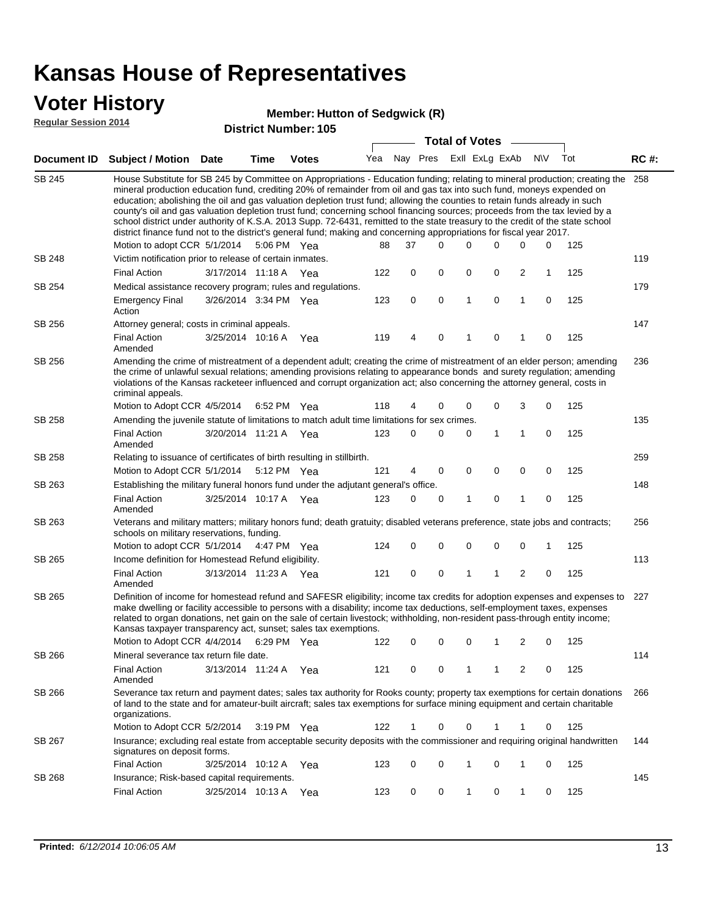# Kansas House of Representatives

## Voter History

**Regular Session 2014**

**Member: Hutton of Sedgwick (R)**

**District Number: 105**

| Document ID | Subject / Motion | Date | Time | Votes | Yea | Nay | Pres | ExII | ExLg | ExAb | N\V | Tot | RC #: |
|---|---|---|---|---|---|---|---|---|---|---|---|---|---|
| SB 245 | House Substitute for SB 245 by Committee on Appropriations - Education funding; relating to mineral production; creating the mineral production education fund, crediting 20% of remainder from oil and gas tax into such fund, moneys expended on education; abolishing the oil and gas valuation depletion trust fund; allowing the counties to retain funds already in such county's oil and gas valuation depletion trust fund; concerning school financing sources; proceeds from the tax levied by a school district under authority of K.S.A. 2013 Supp. 72-6431, remitted to the state treasury to the credit of the state school district finance fund not to the district's general fund; making and concerning appropriations for fiscal year 2017. | | | | | | | | | | | | 258 |
| | Motion to adopt CCR | 5/1/2014 | 5:06 PM | Yea | 88 | 37 | 0 | 0 | 0 | 0 | 0 | 125 | |
| SB 248 | Victim notification prior to release of certain inmates. | | | | | | | | | | | | 119 |
| | Final Action | 3/17/2014 | 11:18 A | Yea | 122 | 0 | 0 | 0 | 0 | 2 | 1 | 125 | |
| SB 254 | Medical assistance recovery program; rules and regulations. | | | | | | | | | | | | 179 |
| | Emergency Final Action | 3/26/2014 | 3:34 PM | Yea | 123 | 0 | 0 | 1 | 0 | 1 | 0 | 125 | |
| SB 256 | Attorney general; costs in criminal appeals. | | | | | | | | | | | | 147 |
| | Final Action Amended | 3/25/2014 | 10:16 A | Yea | 119 | 4 | 0 | 1 | 0 | 1 | 0 | 125 | |
| SB 256 | Amending the crime of mistreatment of a dependent adult; creating the crime of mistreatment of an elder person; amending the crime of unlawful sexual relations; amending provisions relating to appearance bonds and surety regulation; amending violations of the Kansas racketeer influenced and corrupt organization act; also concerning the attorney general, costs in criminal appeals. | | | | | | | | | | | | 236 |
| | Motion to Adopt CCR | 4/5/2014 | 6:52 PM | Yea | 118 | 4 | 0 | 0 | 0 | 3 | 0 | 125 | |
| SB 258 | Amending the juvenile statute of limitations to match adult time limitations for sex crimes. | | | | | | | | | | | | 135 |
| | Final Action Amended | 3/20/2014 | 11:21 A | Yea | 123 | 0 | 0 | 0 | 1 | 1 | 0 | 125 | |
| SB 258 | Relating to issuance of certificates of birth resulting in stillbirth. | | | | | | | | | | | | 259 |
| | Motion to Adopt CCR | 5/1/2014 | 5:12 PM | Yea | 121 | 4 | 0 | 0 | 0 | 0 | 0 | 125 | |
| SB 263 | Establishing the military funeral honors fund under the adjutant general's office. | | | | | | | | | | | | 148 |
| | Final Action Amended | 3/25/2014 | 10:17 A | Yea | 123 | 0 | 0 | 1 | 0 | 1 | 0 | 125 | |
| SB 263 | Veterans and military matters; military honors fund; death gratuity; disabled veterans preference, state jobs and contracts; schools on military reservations, funding. | | | | | | | | | | | | 256 |
| | Motion to adopt CCR | 5/1/2014 | 4:47 PM | Yea | 124 | 0 | 0 | 0 | 0 | 0 | 1 | 125 | |
| SB 265 | Income definition for Homestead Refund eligibility. | | | | | | | | | | | | 113 |
| | Final Action Amended | 3/13/2014 | 11:23 A | Yea | 121 | 0 | 0 | 1 | 1 | 2 | 0 | 125 | |
| SB 265 | Definition of income for homestead refund and SAFESR eligibility; income tax credits for adoption expenses and expenses to make dwelling or facility accessible to persons with a disability; income tax deductions, self-employment taxes, expenses related to organ donations, net gain on the sale of certain livestock; withholding, non-resident pass-through entity income; Kansas taxpayer transparency act, sunset; sales tax exemptions. | | | | | | | | | | | | 227 |
| | Motion to Adopt CCR | 4/4/2014 | 6:29 PM | Yea | 122 | 0 | 0 | 0 | 1 | 2 | 0 | 125 | |
| SB 266 | Mineral severance tax return file date. | | | | | | | | | | | | 114 |
| | Final Action Amended | 3/13/2014 | 11:24 A | Yea | 121 | 0 | 0 | 1 | 1 | 2 | 0 | 125 | |
| SB 266 | Severance tax return and payment dates; sales tax authority for Rooks county; property tax exemptions for certain donations of land to the state and for amateur-built aircraft; sales tax exemptions for surface mining equipment and certain charitable organizations. | | | | | | | | | | | | 266 |
| | Motion to Adopt CCR | 5/2/2014 | 3:19 PM | Yea | 122 | 1 | 0 | 0 | 1 | 1 | 0 | 125 | |
| SB 267 | Insurance; excluding real estate from acceptable security deposits with the commissioner and requiring original handwritten signatures on deposit forms. | | | | | | | | | | | | 144 |
| | Final Action | 3/25/2014 | 10:12 A | Yea | 123 | 0 | 0 | 1 | 0 | 1 | 0 | 125 | |
| SB 268 | Insurance; Risk-based capital requirements. | | | | | | | | | | | | 145 |
| | Final Action | 3/25/2014 | 10:13 A | Yea | 123 | 0 | 0 | 1 | 0 | 1 | 0 | 125 | |

**Printed:** *6/12/2014 10:06:05 AM*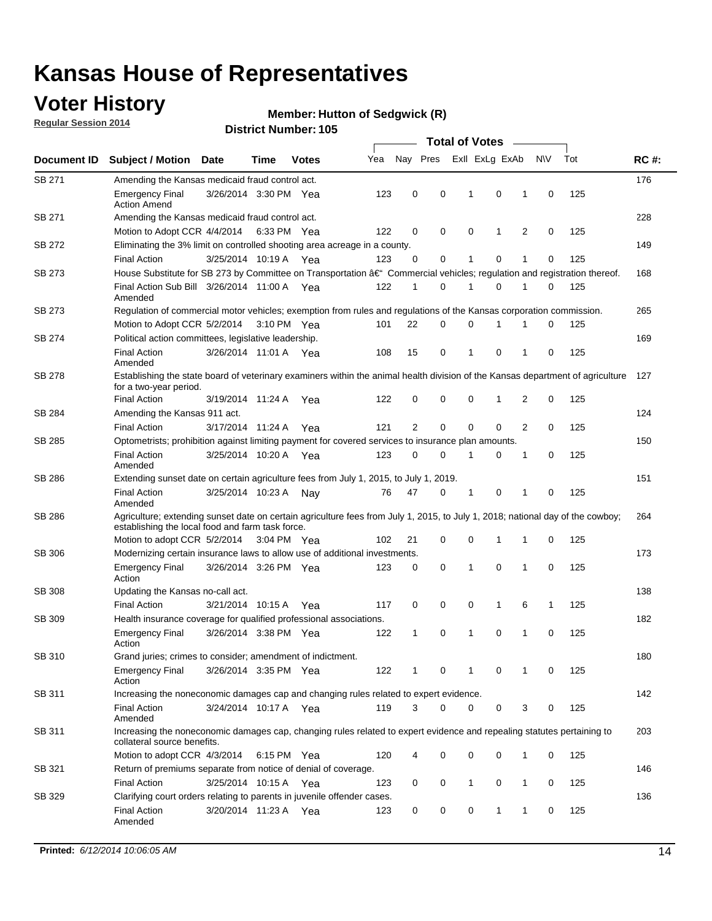# Kansas House of Representatives

## Voter History

**Regular Session 2014**

**Member: Hutton of Sedgwick (R)**

**District Number: 105**

| Document ID | Subject / Motion | Date | Time | Votes | Yea | Nay | Pres | ExII | ExLg | ExAb | N\V | Tot | RC #: |
|---|---|---|---|---|---|---|---|---|---|---|---|---|---|
| SB 271 | Amending the Kansas medicaid fraud control act. | | | | | | | | | | | | 176 |
| | Emergency Final Action Amend | 3/26/2014 | 3:30 PM | Yea | 123 | 0 | 0 | 1 | 0 | 1 | 0 | 125 | |
| SB 271 | Amending the Kansas medicaid fraud control act. | | | | | | | | | | | | 228 |
| | Motion to Adopt CCR | 4/4/2014 | 6:33 PM | Yea | 122 | 0 | 0 | 0 | 1 | 2 | 0 | 125 | |
| SB 272 | Eliminating the 3% limit on controlled shooting area acreage in a county. | | | | | | | | | | | | 149 |
| | Final Action | 3/25/2014 | 10:19 A | Yea | 123 | 0 | 0 | 1 | 0 | 1 | 0 | 125 | |
| SB 273 | House Substitute for SB 273 by Committee on Transportation â€" Commercial vehicles; regulation and registration thereof. | | | | | | | | | | | | 168 |
| | Final Action Sub Bill Amended | 3/26/2014 | 11:00 A | Yea | 122 | 1 | 0 | 1 | 0 | 1 | 0 | 125 | |
| SB 273 | Regulation of commercial motor vehicles; exemption from rules and regulations of the Kansas corporation commission. | | | | | | | | | | | | 265 |
| | Motion to Adopt CCR | 5/2/2014 | 3:10 PM | Yea | 101 | 22 | 0 | 0 | 1 | 1 | 0 | 125 | |
| SB 274 | Political action committees, legislative leadership. | | | | | | | | | | | | 169 |
| | Final Action Amended | 3/26/2014 | 11:01 A | Yea | 108 | 15 | 0 | 1 | 0 | 1 | 0 | 125 | |
| SB 278 | Establishing the state board of veterinary examiners within the animal health division of the Kansas department of agriculture for a two-year period. | | | | | | | | | | | | 127 |
| | Final Action | 3/19/2014 | 11:24 A | Yea | 122 | 0 | 0 | 0 | 1 | 2 | 0 | 125 | |
| SB 284 | Amending the Kansas 911 act. | | | | | | | | | | | | 124 |
| | Final Action | 3/17/2014 | 11:24 A | Yea | 121 | 2 | 0 | 0 | 0 | 2 | 0 | 125 | |
| SB 285 | Optometrists; prohibition against limiting payment for covered services to insurance plan amounts. | | | | | | | | | | | | 150 |
| | Final Action Amended | 3/25/2014 | 10:20 A | Yea | 123 | 0 | 0 | 1 | 0 | 1 | 0 | 125 | |
| SB 286 | Extending sunset date on certain agriculture fees from July 1, 2015, to July 1, 2019. | | | | | | | | | | | | 151 |
| | Final Action Amended | 3/25/2014 | 10:23 A | Nay | 76 | 47 | 0 | 1 | 0 | 1 | 0 | 125 | |
| SB 286 | Agriculture; extending sunset date on certain agriculture fees from July 1, 2015, to July 1, 2018; national day of the cowboy; establishing the local food and farm task force. | | | | | | | | | | | | 264 |
| | Motion to adopt CCR | 5/2/2014 | 3:04 PM | Yea | 102 | 21 | 0 | 0 | 1 | 1 | 0 | 125 | |
| SB 306 | Modernizing certain insurance laws to allow use of additional investments. | | | | | | | | | | | | 173 |
| | Emergency Final Action | 3/26/2014 | 3:26 PM | Yea | 123 | 0 | 0 | 1 | 0 | 1 | 0 | 125 | |
| SB 308 | Updating the Kansas no-call act. | | | | | | | | | | | | 138 |
| | Final Action | 3/21/2014 | 10:15 A | Yea | 117 | 0 | 0 | 0 | 1 | 6 | 1 | 125 | |
| SB 309 | Health insurance coverage for qualified professional associations. | | | | | | | | | | | | 182 |
| | Emergency Final Action | 3/26/2014 | 3:38 PM | Yea | 122 | 1 | 0 | 1 | 0 | 1 | 0 | 125 | |
| SB 310 | Grand juries; crimes to consider; amendment of indictment. | | | | | | | | | | | | 180 |
| | Emergency Final Action | 3/26/2014 | 3:35 PM | Yea | 122 | 1 | 0 | 1 | 0 | 1 | 0 | 125 | |
| SB 311 | Increasing the noneconomic damages cap and changing rules related to expert evidence. | | | | | | | | | | | | 142 |
| | Final Action Amended | 3/24/2014 | 10:17 A | Yea | 119 | 3 | 0 | 0 | 0 | 3 | 0 | 125 | |
| SB 311 | Increasing the noneconomic damages cap, changing rules related to expert evidence and repealing statutes pertaining to collateral source benefits. | | | | | | | | | | | | 203 |
| | Motion to adopt CCR | 4/3/2014 | 6:15 PM | Yea | 120 | 4 | 0 | 0 | 0 | 1 | 0 | 125 | |
| SB 321 | Return of premiums separate from notice of denial of coverage. | | | | | | | | | | | | 146 |
| | Final Action | 3/25/2014 | 10:15 A | Yea | 123 | 0 | 0 | 1 | 0 | 1 | 0 | 125 | |
| SB 329 | Clarifying court orders relating to parents in juvenile offender cases. | | | | | | | | | | | | 136 |
| | Final Action Amended | 3/20/2014 | 11:23 A | Yea | 123 | 0 | 0 | 0 | 1 | 1 | 0 | 125 | |

**Printed:** *6/12/2014 10:06:05 AM*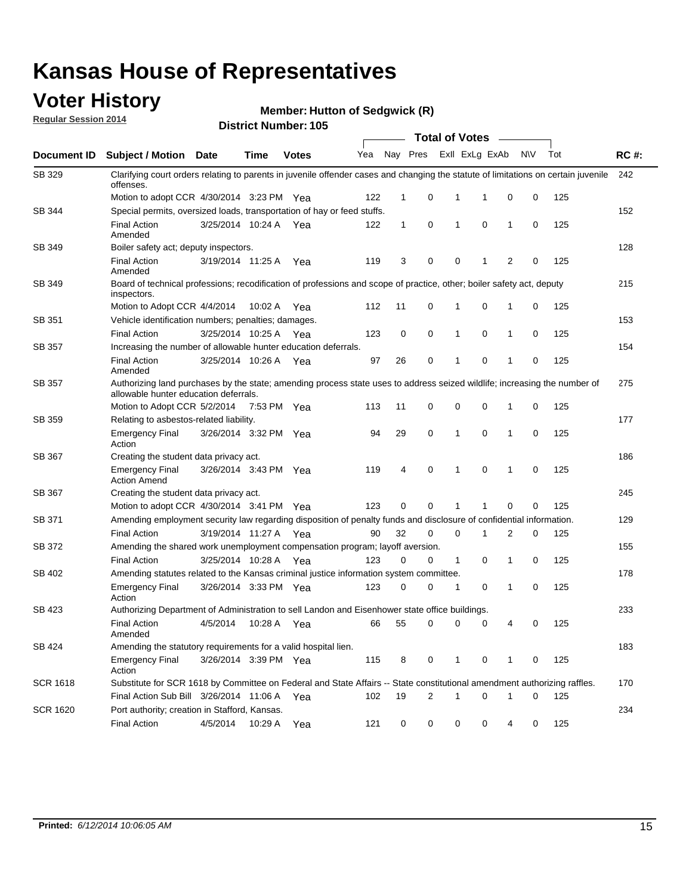# Kansas House of Representatives

## Voter History

**Regular Session 2014**

**Member: Hutton of Sedgwick (R)**

**District Number: 105**

| Document ID | Subject / Motion | Date | Time | Votes | Yea | Nay | Pres | ExII | ExLg | ExAb | N\V | Tot | RC #: |
|---|---|---|---|---|---|---|---|---|---|---|---|---|---|
| SB 329 | Clarifying court orders relating to parents in juvenile offender cases and changing the statute of limitations on certain juvenile offenses. | | | | | | | | | | | | 242 |
| | Motion to adopt CCR | 4/30/2014 | 3:23 PM | Yea | 122 | 1 | 0 | 1 | 1 | 0 | 0 | 125 | |
| SB 344 | Special permits, oversized loads, transportation of hay or feed stuffs. | | | | | | | | | | | | 152 |
| | Final Action Amended | 3/25/2014 | 10:24 A | Yea | 122 | 1 | 0 | 1 | 0 | 1 | 0 | 125 | |
| SB 349 | Boiler safety act; deputy inspectors. | | | | | | | | | | | | 128 |
| | Final Action Amended | 3/19/2014 | 11:25 A | Yea | 119 | 3 | 0 | 0 | 1 | 2 | 0 | 125 | |
| SB 349 | Board of technical professions; recodification of professions and scope of practice, other; boiler safety act, deputy inspectors. | | | | | | | | | | | | 215 |
| | Motion to Adopt CCR | 4/4/2014 | 10:02 A | Yea | 112 | 11 | 0 | 1 | 0 | 1 | 0 | 125 | |
| SB 351 | Vehicle identification numbers; penalties; damages. | | | | | | | | | | | | 153 |
| | Final Action | 3/25/2014 | 10:25 A | Yea | 123 | 0 | 0 | 1 | 0 | 1 | 0 | 125 | |
| SB 357 | Increasing the number of allowable hunter education deferrals. | | | | | | | | | | | | 154 |
| | Final Action Amended | 3/25/2014 | 10:26 A | Yea | 97 | 26 | 0 | 1 | 0 | 1 | 0 | 125 | |
| SB 357 | Authorizing land purchases by the state; amending process state uses to address seized wildlife; increasing the number of allowable hunter education deferrals. | | | | | | | | | | | | 275 |
| | Motion to Adopt CCR | 5/2/2014 | 7:53 PM | Yea | 113 | 11 | 0 | 0 | 0 | 1 | 0 | 125 | |
| SB 359 | Relating to asbestos-related liability. | | | | | | | | | | | | 177 |
| | Emergency Final Action | 3/26/2014 | 3:32 PM | Yea | 94 | 29 | 0 | 1 | 0 | 1 | 0 | 125 | |
| SB 367 | Creating the student data privacy act. | | | | | | | | | | | | 186 |
| | Emergency Final Action Amend | 3/26/2014 | 3:43 PM | Yea | 119 | 4 | 0 | 1 | 0 | 1 | 0 | 125 | |
| SB 367 | Creating the student data privacy act. | | | | | | | | | | | | 245 |
| | Motion to adopt CCR | 4/30/2014 | 3:41 PM | Yea | 123 | 0 | 0 | 1 | 1 | 0 | 0 | 125 | |
| SB 371 | Amending employment security law regarding disposition of penalty funds and disclosure of confidential information. | | | | | | | | | | | | 129 |
| | Final Action | 3/19/2014 | 11:27 A | Yea | 90 | 32 | 0 | 0 | 1 | 2 | 0 | 125 | |
| SB 372 | Amending the shared work unemployment compensation program; layoff aversion. | | | | | | | | | | | | 155 |
| | Final Action | 3/25/2014 | 10:28 A | Yea | 123 | 0 | 0 | 1 | 0 | 1 | 0 | 125 | |
| SB 402 | Amending statutes related to the Kansas criminal justice information system committee. | | | | | | | | | | | | 178 |
| | Emergency Final Action | 3/26/2014 | 3:33 PM | Yea | 123 | 0 | 0 | 1 | 0 | 1 | 0 | 125 | |
| SB 423 | Authorizing Department of Administration to sell Landon and Eisenhower state office buildings. | | | | | | | | | | | | 233 |
| | Final Action Amended | 4/5/2014 | 10:28 A | Yea | 66 | 55 | 0 | 0 | 0 | 4 | 0 | 125 | |
| SB 424 | Amending the statutory requirements for a valid hospital lien. | | | | | | | | | | | | 183 |
| | Emergency Final Action | 3/26/2014 | 3:39 PM | Yea | 115 | 8 | 0 | 1 | 0 | 1 | 0 | 125 | |
| SCR 1618 | Substitute for SCR 1618 by Committee on Federal and State Affairs -- State constitutional amendment authorizing raffles. | | | | | | | | | | | | 170 |
| | Final Action Sub Bill | 3/26/2014 | 11:06 A | Yea | 102 | 19 | 2 | 1 | 0 | 1 | 0 | 125 | |
| SCR 1620 | Port authority; creation in Stafford, Kansas. | | | | | | | | | | | | 234 |
| | Final Action | 4/5/2014 | 10:29 A | Yea | 121 | 0 | 0 | 0 | 0 | 4 | 0 | 125 | |

**Printed:** *6/12/2014 10:06:05 AM*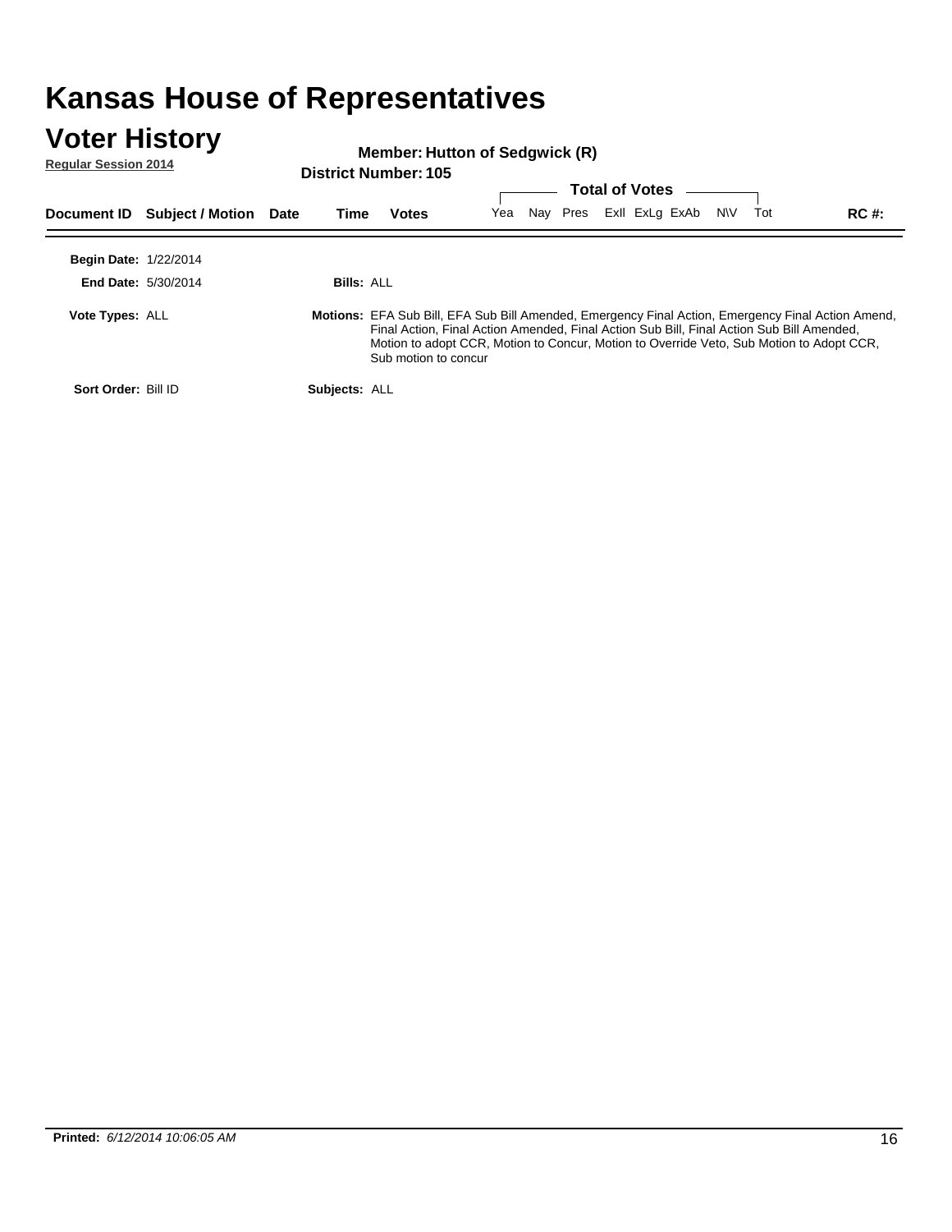# Kansas House of Representatives

## Voter History

**Regular Session 2014**

**Member: Hutton of Sedgwick (R)**

**District Number: 105**

| Document ID | Subject / Motion | Date | Time | Votes | Yea | Nay | Pres | ExlI | ExLg | ExAb | N\V | Tot | RC #: |
|---|---|---|---|---|---|---|---|---|---|---|---|---|---|

(Yea through Tot: Total of Votes)

**Begin Date:** 1/22/2014

**End Date:** 5/30/2014

**Bills:** ALL

**Vote Types:** ALL

**Motions:** EFA Sub Bill, EFA Sub Bill Amended, Emergency Final Action, Emergency Final Action Amend, Final Action, Final Action Amended, Final Action Sub Bill, Final Action Sub Bill Amended, Motion to adopt CCR, Motion to Concur, Motion to Override Veto, Sub Motion to Adopt CCR, Sub motion to concur

**Sort Order:** Bill ID

**Subjects:** ALL

**Printed:** *6/12/2014 10:06:05 AM*